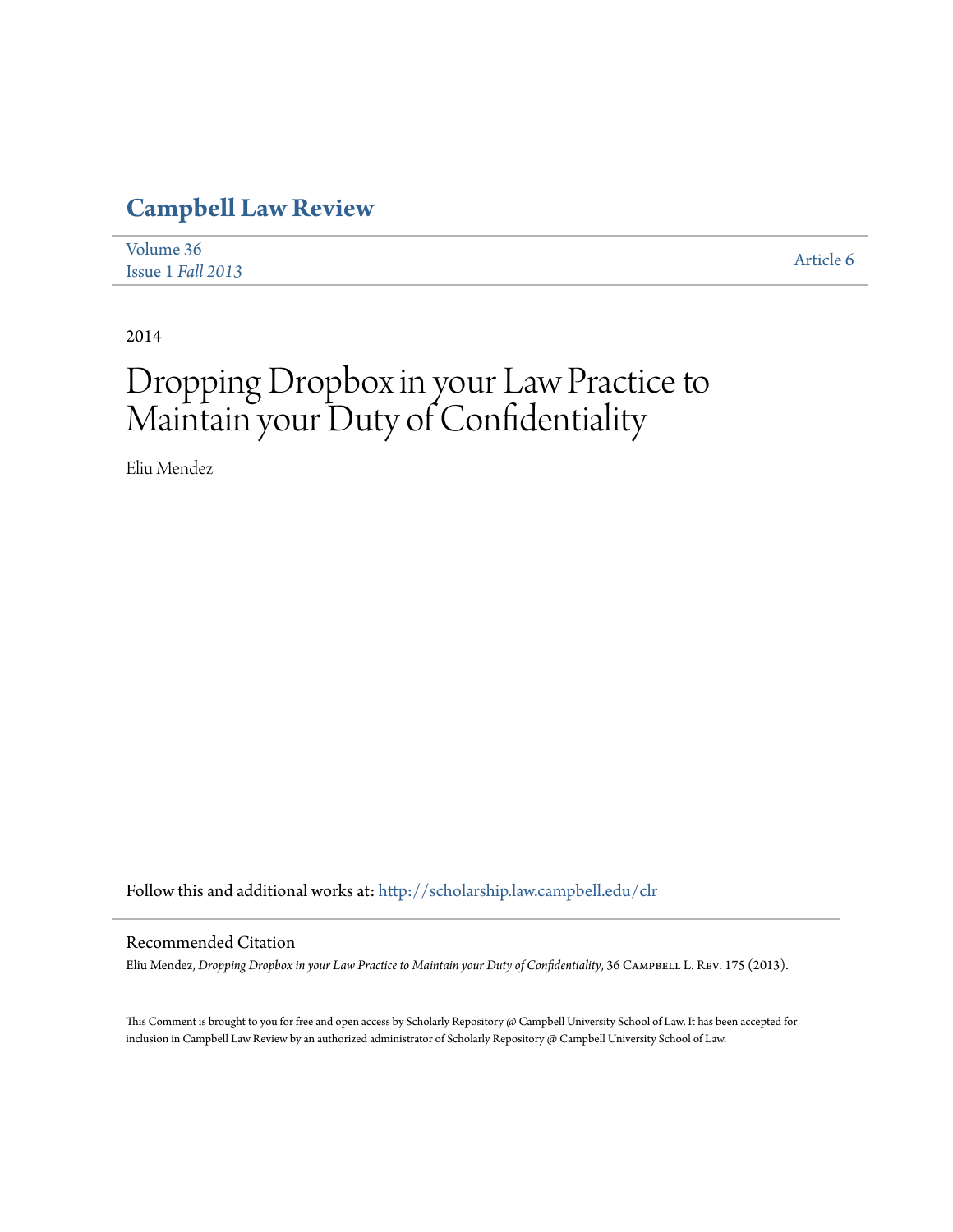# Campbell Law Review

Volume 36
Issue 1 *Fall 2013*

Article 6

2014

# Dropping Dropbox in your Law Practice to Maintain your Duty of Confidentiality

Eliu Mendez

Follow this and additional works at: http://scholarship.law.campbell.edu/clr

## Recommended Citation

Eliu Mendez, *Dropping Dropbox in your Law Practice to Maintain your Duty of Confidentiality*, 36 Campbell L. Rev. 175 (2013).

This Comment is brought to you for free and open access by Scholarly Repository @ Campbell University School of Law. It has been accepted for inclusion in Campbell Law Review by an authorized administrator of Scholarly Repository @ Campbell University School of Law.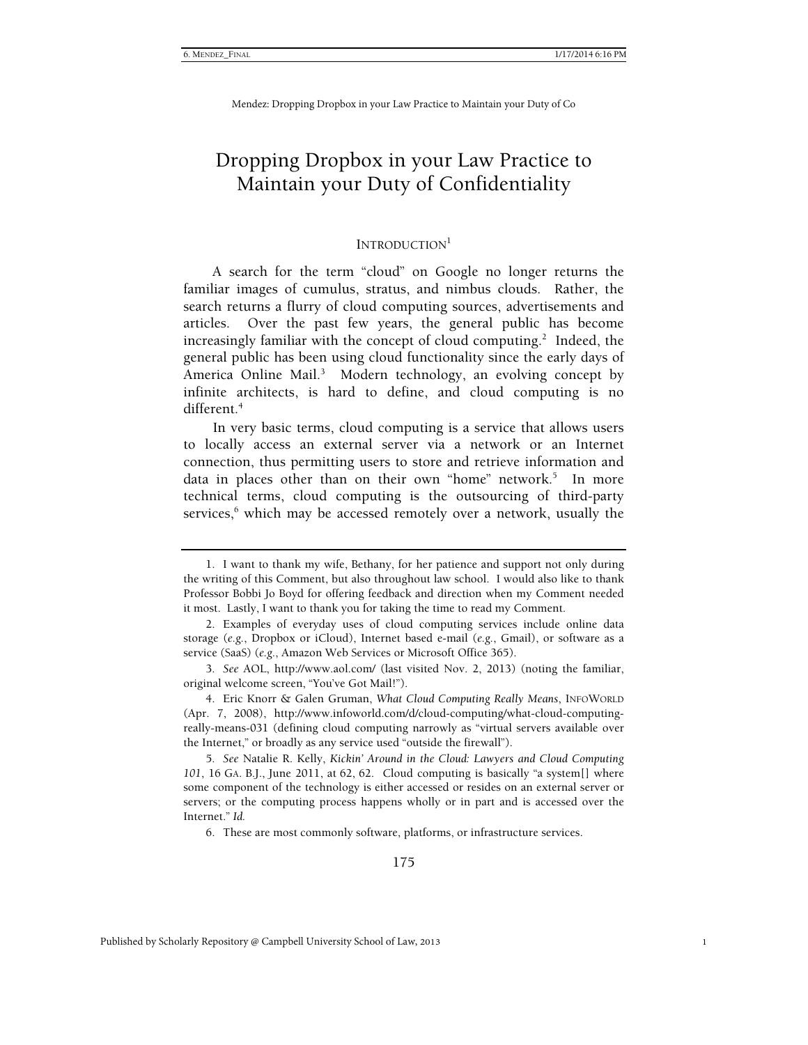# Dropping Dropbox in your Law Practice to Maintain your Duty of Confidentiality

## INTRODUCTION[1]

A search for the term "cloud" on Google no longer returns the familiar images of cumulus, stratus, and nimbus clouds. Rather, the search returns a flurry of cloud computing sources, advertisements and articles. Over the past few years, the general public has become increasingly familiar with the concept of cloud computing.[2] Indeed, the general public has been using cloud functionality since the early days of America Online Mail.[3] Modern technology, an evolving concept by infinite architects, is hard to define, and cloud computing is no different.[4]

In very basic terms, cloud computing is a service that allows users to locally access an external server via a network or an Internet connection, thus permitting users to store and retrieve information and data in places other than on their own "home" network.[5] In more technical terms, cloud computing is the outsourcing of third-party services,[6] which may be accessed remotely over a network, usually the

---

1. I want to thank my wife, Bethany, for her patience and support not only during the writing of this Comment, but also throughout law school. I would also like to thank Professor Bobbi Jo Boyd for offering feedback and direction when my Comment needed it most. Lastly, I want to thank you for taking the time to read my Comment.

2. Examples of everyday uses of cloud computing services include online data storage (*e.g.*, Dropbox or iCloud), Internet based e-mail (*e.g.*, Gmail), or software as a service (SaaS) (*e.g.*, Amazon Web Services or Microsoft Office 365).

3. *See* AOL, http://www.aol.com/ (last visited Nov. 2, 2013) (noting the familiar, original welcome screen, "You've Got Mail!").

4. Eric Knorr & Galen Gruman, *What Cloud Computing Really Means*, INFOWORLD (Apr. 7, 2008), http://www.infoworld.com/d/cloud-computing/what-cloud-computing-really-means-031 (defining cloud computing narrowly as "virtual servers available over the Internet," or broadly as any service used "outside the firewall").

5. *See* Natalie R. Kelly, *Kickin' Around in the Cloud: Lawyers and Cloud Computing 101*, 16 GA. B.J., June 2011, at 62, 62. Cloud computing is basically "a system[] where some component of the technology is either accessed or resides on an external server or servers; or the computing process happens wholly or in part and is accessed over the Internet." *Id.*

6. These are most commonly software, platforms, or infrastructure services.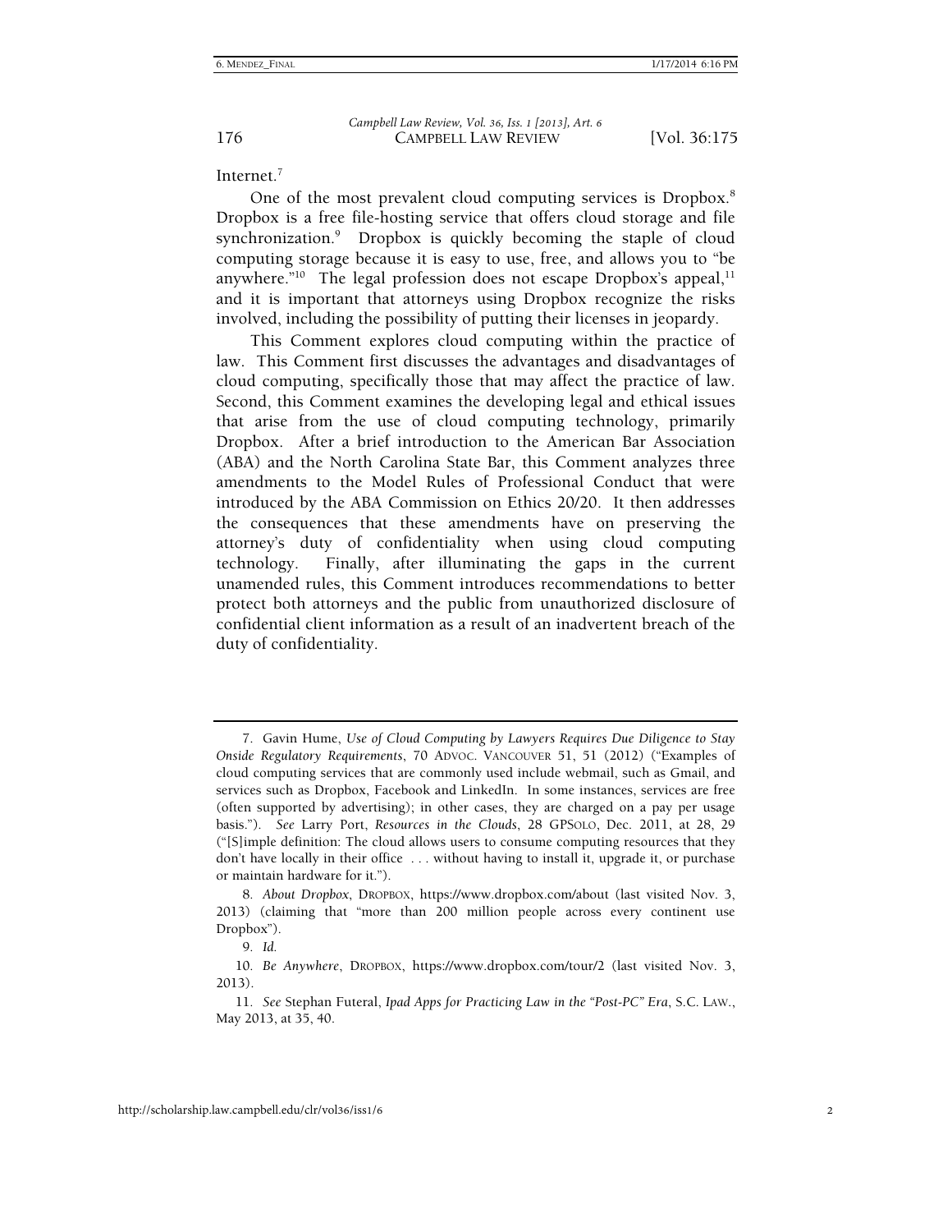Internet.[7]

One of the most prevalent cloud computing services is Dropbox.[8] Dropbox is a free file-hosting service that offers cloud storage and file synchronization.[9] Dropbox is quickly becoming the staple of cloud computing storage because it is easy to use, free, and allows you to "be anywhere."[10] The legal profession does not escape Dropbox's appeal,[11] and it is important that attorneys using Dropbox recognize the risks involved, including the possibility of putting their licenses in jeopardy.

This Comment explores cloud computing within the practice of law. This Comment first discusses the advantages and disadvantages of cloud computing, specifically those that may affect the practice of law. Second, this Comment examines the developing legal and ethical issues that arise from the use of cloud computing technology, primarily Dropbox. After a brief introduction to the American Bar Association (ABA) and the North Carolina State Bar, this Comment analyzes three amendments to the Model Rules of Professional Conduct that were introduced by the ABA Commission on Ethics 20/20. It then addresses the consequences that these amendments have on preserving the attorney's duty of confidentiality when using cloud computing technology. Finally, after illuminating the gaps in the current unamended rules, this Comment introduces recommendations to better protect both attorneys and the public from unauthorized disclosure of confidential client information as a result of an inadvertent breach of the duty of confidentiality.

---

7. Gavin Hume, *Use of Cloud Computing by Lawyers Requires Due Diligence to Stay Onside Regulatory Requirements*, 70 ADVOC. VANCOUVER 51, 51 (2012) ("Examples of cloud computing services that are commonly used include webmail, such as Gmail, and services such as Dropbox, Facebook and LinkedIn. In some instances, services are free (often supported by advertising); in other cases, they are charged on a pay per usage basis."). *See* Larry Port, *Resources in the Clouds*, 28 GPSOLO, Dec. 2011, at 28, 29 ("[S]imple definition: The cloud allows users to consume computing resources that they don't have locally in their office . . . without having to install it, upgrade it, or purchase or maintain hardware for it.").

8. *About Dropbox*, DROPBOX, https://www.dropbox.com/about (last visited Nov. 3, 2013) (claiming that "more than 200 million people across every continent use Dropbox").

9. *Id.*

10. *Be Anywhere*, DROPBOX, https://www.dropbox.com/tour/2 (last visited Nov. 3, 2013).

11. *See* Stephan Futeral, *Ipad Apps for Practicing Law in the "Post-PC" Era*, S.C. LAW., May 2013, at 35, 40.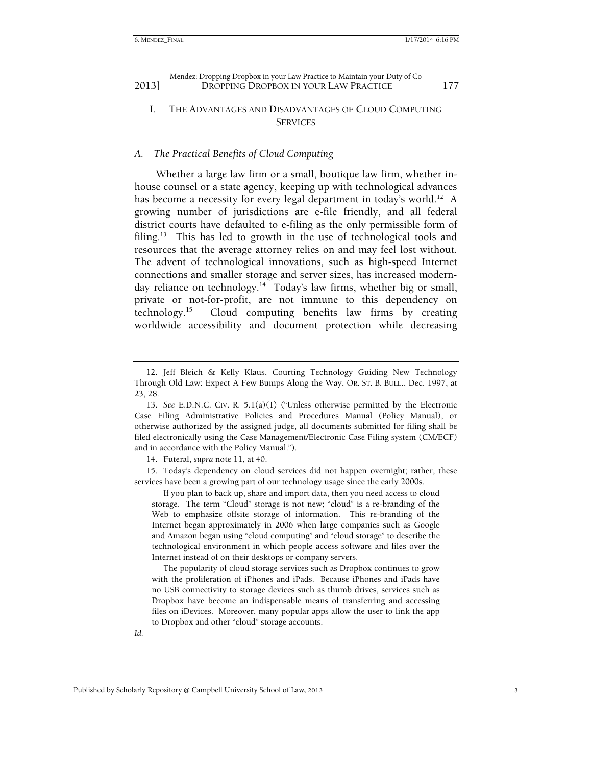## I. The Advantages and Disadvantages of Cloud Computing Services

### A. *The Practical Benefits of Cloud Computing*

Whether a large law firm or a small, boutique law firm, whether in-house counsel or a state agency, keeping up with technological advances has become a necessity for every legal department in today's world.[12] A growing number of jurisdictions are e-file friendly, and all federal district courts have defaulted to e-filing as the only permissible form of filing.[13] This has led to growth in the use of technological tools and resources that the average attorney relies on and may feel lost without. The advent of technological innovations, such as high-speed Internet connections and smaller storage and server sizes, has increased modern-day reliance on technology.[14] Today's law firms, whether big or small, private or not-for-profit, are not immune to this dependency on technology.[15] Cloud computing benefits law firms by creating worldwide accessibility and document protection while decreasing

---

12. Jeff Bleich & Kelly Klaus, Courting Technology Guiding New Technology Through Old Law: Expect A Few Bumps Along the Way, OR. ST. B. BULL., Dec. 1997, at 23, 28.

13. *See* E.D.N.C. CIV. R. 5.1(a)(1) ("Unless otherwise permitted by the Electronic Case Filing Administrative Policies and Procedures Manual (Policy Manual), or otherwise authorized by the assigned judge, all documents submitted for filing shall be filed electronically using the Case Management/Electronic Case Filing system (CM/ECF) and in accordance with the Policy Manual.").

14. Futeral, *supra* note 11, at 40.

15. Today's dependency on cloud services did not happen overnight; rather, these services have been a growing part of our technology usage since the early 2000s.

> If you plan to back up, share and import data, then you need access to cloud storage. The term "Cloud" storage is not new; "cloud" is a re-branding of the Web to emphasize offsite storage of information. This re-branding of the Internet began approximately in 2006 when large companies such as Google and Amazon began using "cloud computing" and "cloud storage" to describe the technological environment in which people access software and files over the Internet instead of on their desktops or company servers.
>
> The popularity of cloud storage services such as Dropbox continues to grow with the proliferation of iPhones and iPads. Because iPhones and iPads have no USB connectivity to storage devices such as thumb drives, services such as Dropbox have become an indispensable means of transferring and accessing files on iDevices. Moreover, many popular apps allow the user to link the app to Dropbox and other "cloud" storage accounts.

*Id.*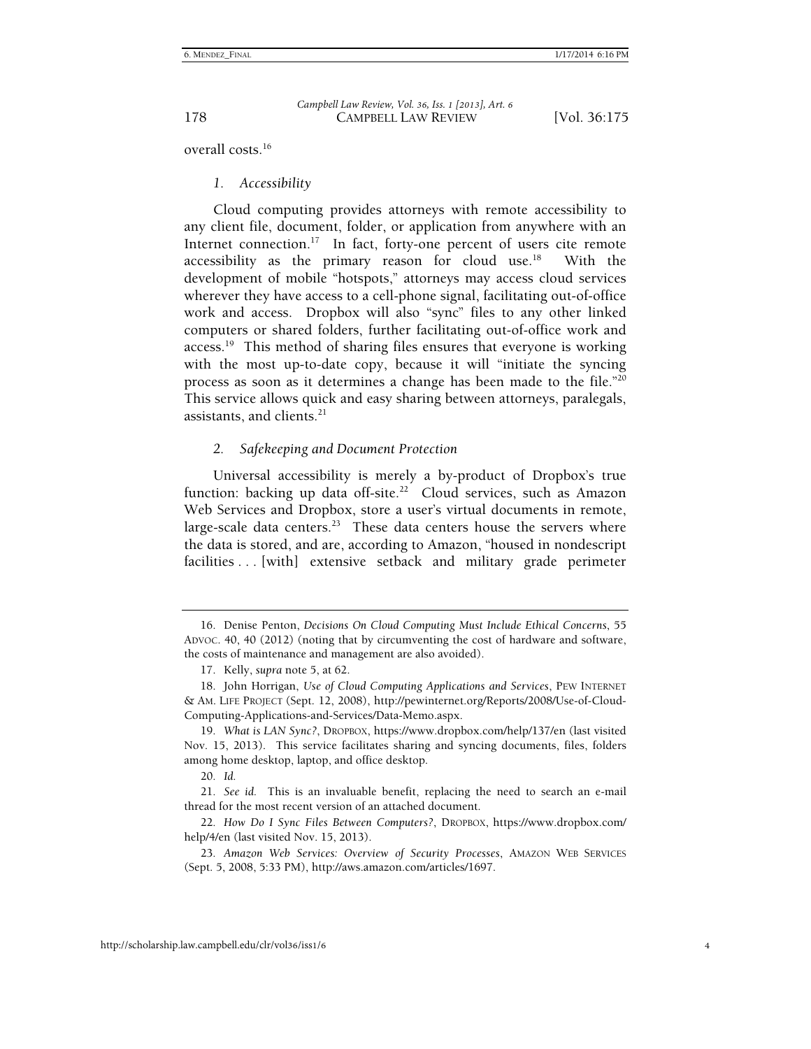overall costs.[16]

### *1. Accessibility*

Cloud computing provides attorneys with remote accessibility to any client file, document, folder, or application from anywhere with an Internet connection.[17] In fact, forty-one percent of users cite remote accessibility as the primary reason for cloud use.[18] With the development of mobile "hotspots," attorneys may access cloud services wherever they have access to a cell-phone signal, facilitating out-of-office work and access. Dropbox will also "sync" files to any other linked computers or shared folders, further facilitating out-of-office work and access.[19] This method of sharing files ensures that everyone is working with the most up-to-date copy, because it will "initiate the syncing process as soon as it determines a change has been made to the file."[20] This service allows quick and easy sharing between attorneys, paralegals, assistants, and clients.[21]

### *2. Safekeeping and Document Protection*

Universal accessibility is merely a by-product of Dropbox's true function: backing up data off-site.[22] Cloud services, such as Amazon Web Services and Dropbox, store a user's virtual documents in remote, large-scale data centers.[23] These data centers house the servers where the data is stored, and are, according to Amazon, "housed in nondescript facilities . . . [with] extensive setback and military grade perimeter

---

16. Denise Penton, *Decisions On Cloud Computing Must Include Ethical Concerns*, 55 ADVOC. 40, 40 (2012) (noting that by circumventing the cost of hardware and software, the costs of maintenance and management are also avoided).

17. Kelly, *supra* note 5, at 62.

18. John Horrigan, *Use of Cloud Computing Applications and Services*, PEW INTERNET & AM. LIFE PROJECT (Sept. 12, 2008), http://pewinternet.org/Reports/2008/Use-of-Cloud-Computing-Applications-and-Services/Data-Memo.aspx.

19. *What is LAN Sync?*, DROPBOX, https://www.dropbox.com/help/137/en (last visited Nov. 15, 2013). This service facilitates sharing and syncing documents, files, folders among home desktop, laptop, and office desktop.

20. *Id.*

21. *See id.* This is an invaluable benefit, replacing the need to search an e-mail thread for the most recent version of an attached document.

22. *How Do I Sync Files Between Computers?*, DROPBOX, https://www.dropbox.com/help/4/en (last visited Nov. 15, 2013).

23. *Amazon Web Services: Overview of Security Processes*, AMAZON WEB SERVICES (Sept. 5, 2008, 5:33 PM), http://aws.amazon.com/articles/1697.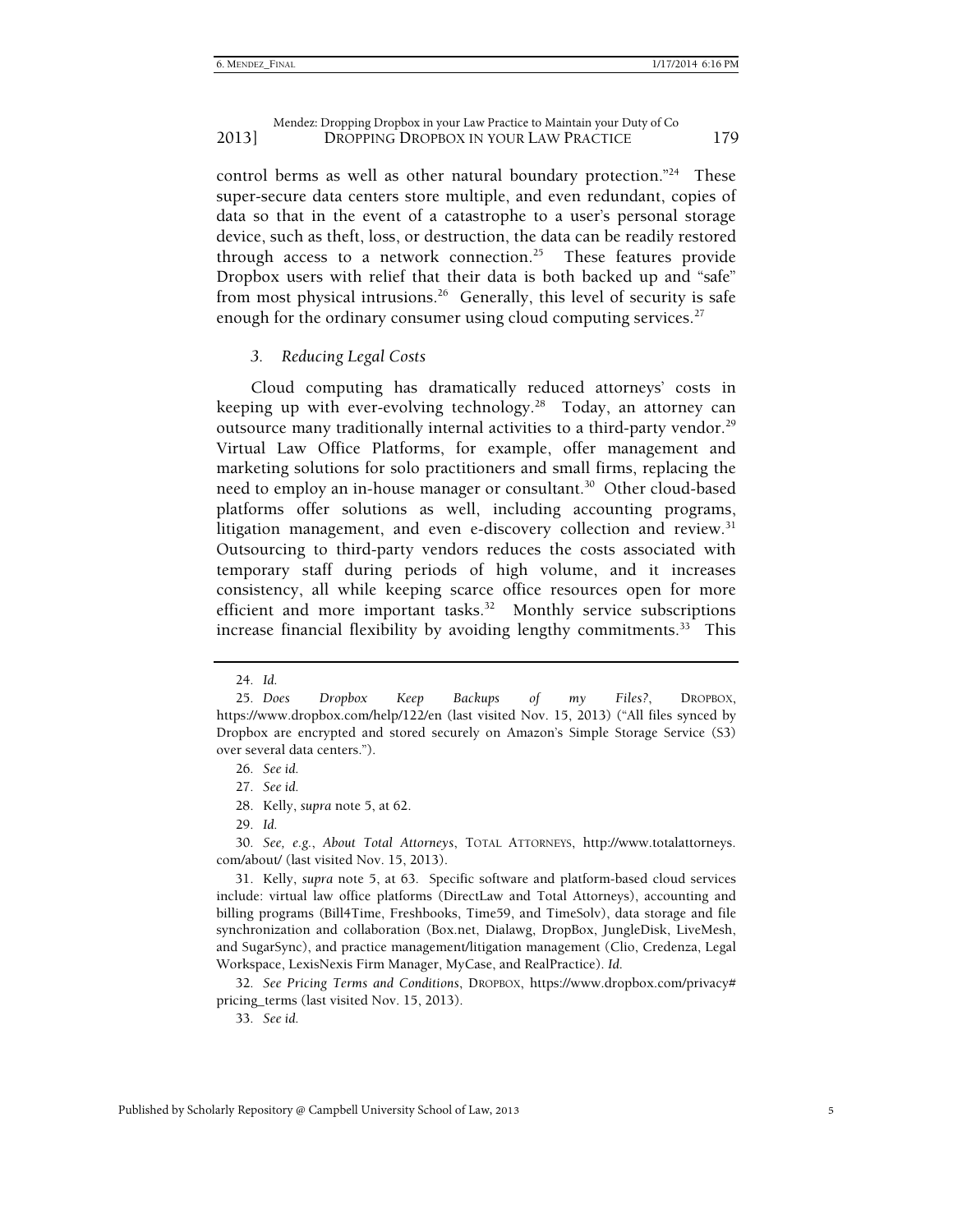control berms as well as other natural boundary protection."[24] These super-secure data centers store multiple, and even redundant, copies of data so that in the event of a catastrophe to a user's personal storage device, such as theft, loss, or destruction, the data can be readily restored through access to a network connection.[25] These features provide Dropbox users with relief that their data is both backed up and "safe" from most physical intrusions.[26] Generally, this level of security is safe enough for the ordinary consumer using cloud computing services.[27]

### *3. Reducing Legal Costs*

Cloud computing has dramatically reduced attorneys' costs in keeping up with ever-evolving technology.[28] Today, an attorney can outsource many traditionally internal activities to a third-party vendor.[29] Virtual Law Office Platforms, for example, offer management and marketing solutions for solo practitioners and small firms, replacing the need to employ an in-house manager or consultant.[30] Other cloud-based platforms offer solutions as well, including accounting programs, litigation management, and even e-discovery collection and review.[31] Outsourcing to third-party vendors reduces the costs associated with temporary staff during periods of high volume, and it increases consistency, all while keeping scarce office resources open for more efficient and more important tasks.[32] Monthly service subscriptions increase financial flexibility by avoiding lengthy commitments.[33] This

---

24. *Id.*

25. *Does Dropbox Keep Backups of my Files?*, DROPBOX, https://www.dropbox.com/help/122/en (last visited Nov. 15, 2013) ("All files synced by Dropbox are encrypted and stored securely on Amazon's Simple Storage Service (S3) over several data centers.").

26. *See id.*

27. *See id.*

28. Kelly, *supra* note 5, at 62.

29. *Id.*

30. *See, e.g.*, *About Total Attorneys*, TOTAL ATTORNEYS, http://www.totalattorneys.com/about/ (last visited Nov. 15, 2013).

31. Kelly, *supra* note 5, at 63. Specific software and platform-based cloud services include: virtual law office platforms (DirectLaw and Total Attorneys), accounting and billing programs (Bill4Time, Freshbooks, Time59, and TimeSolv), data storage and file synchronization and collaboration (Box.net, Dialawg, DropBox, JungleDisk, LiveMesh, and SugarSync), and practice management/litigation management (Clio, Credenza, Legal Workspace, LexisNexis Firm Manager, MyCase, and RealPractice). *Id.*

32. *See Pricing Terms and Conditions*, DROPBOX, https://www.dropbox.com/privacy#pricing_terms (last visited Nov. 15, 2013).

33. *See id.*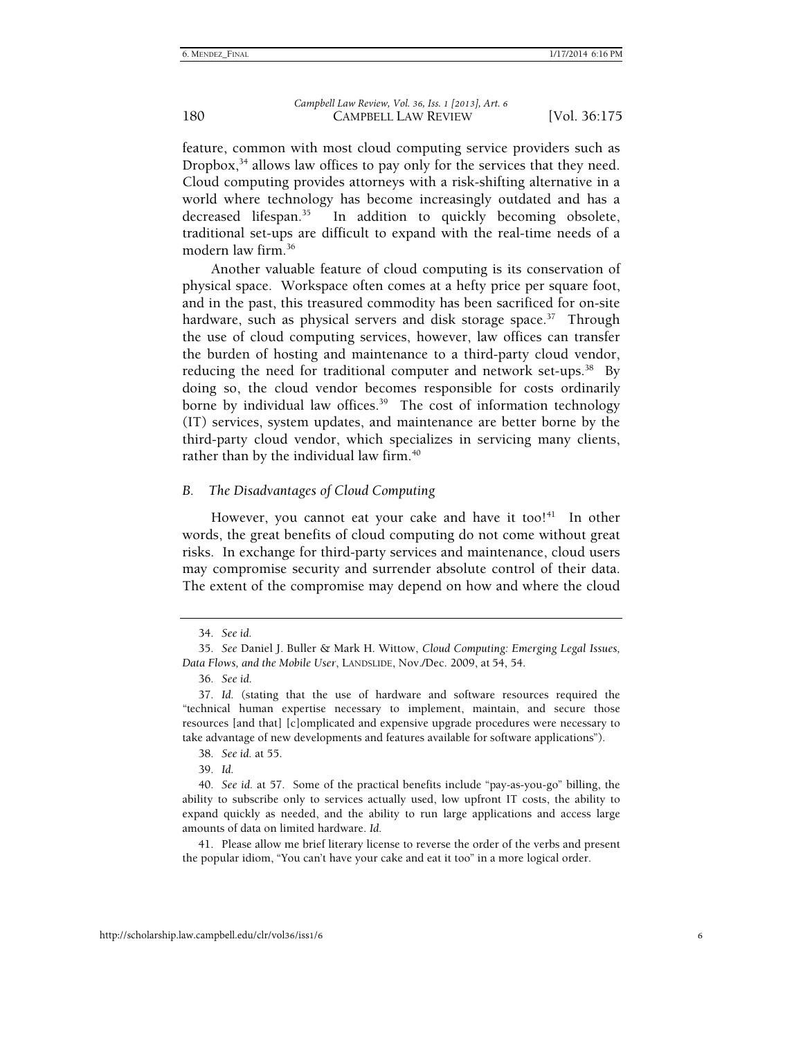feature, common with most cloud computing service providers such as Dropbox,[34] allows law offices to pay only for the services that they need. Cloud computing provides attorneys with a risk-shifting alternative in a world where technology has become increasingly outdated and has a decreased lifespan.[35] In addition to quickly becoming obsolete, traditional set-ups are difficult to expand with the real-time needs of a modern law firm.[36]

Another valuable feature of cloud computing is its conservation of physical space. Workspace often comes at a hefty price per square foot, and in the past, this treasured commodity has been sacrificed for on-site hardware, such as physical servers and disk storage space.[37] Through the use of cloud computing services, however, law offices can transfer the burden of hosting and maintenance to a third-party cloud vendor, reducing the need for traditional computer and network set-ups.[38] By doing so, the cloud vendor becomes responsible for costs ordinarily borne by individual law offices.[39] The cost of information technology (IT) services, system updates, and maintenance are better borne by the third-party cloud vendor, which specializes in servicing many clients, rather than by the individual law firm.[40]

### *B. The Disadvantages of Cloud Computing*

However, you cannot eat your cake and have it too![41] In other words, the great benefits of cloud computing do not come without great risks. In exchange for third-party services and maintenance, cloud users may compromise security and surrender absolute control of their data. The extent of the compromise may depend on how and where the cloud

---

34. *See id.*

35. *See* Daniel J. Buller & Mark H. Wittow, *Cloud Computing: Emerging Legal Issues, Data Flows, and the Mobile User*, LANDSLIDE, Nov./Dec. 2009, at 54, 54.

36. *See id.*

37. *Id.* (stating that the use of hardware and software resources required the "technical human expertise necessary to implement, maintain, and secure those resources [and that] [c]omplicated and expensive upgrade procedures were necessary to take advantage of new developments and features available for software applications").

38. *See id.* at 55.

39. *Id.*

40. *See id.* at 57. Some of the practical benefits include "pay-as-you-go" billing, the ability to subscribe only to services actually used, low upfront IT costs, the ability to expand quickly as needed, and the ability to run large applications and access large amounts of data on limited hardware. *Id.*

41. Please allow me brief literary license to reverse the order of the verbs and present the popular idiom, "You can't have your cake and eat it too" in a more logical order.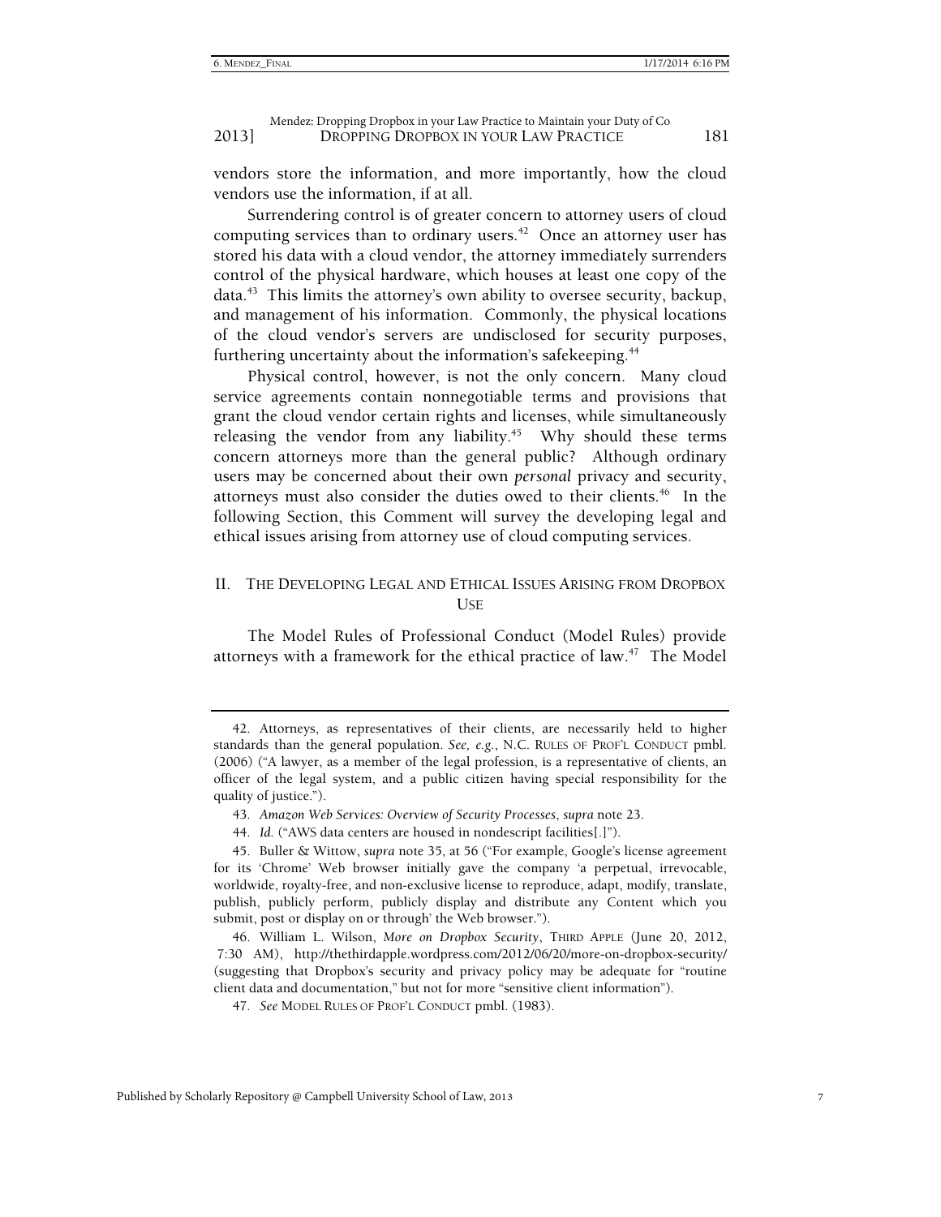vendors store the information, and more importantly, how the cloud vendors use the information, if at all.

Surrendering control is of greater concern to attorney users of cloud computing services than to ordinary users.[42] Once an attorney user has stored his data with a cloud vendor, the attorney immediately surrenders control of the physical hardware, which houses at least one copy of the data.[43] This limits the attorney's own ability to oversee security, backup, and management of his information. Commonly, the physical locations of the cloud vendor's servers are undisclosed for security purposes, furthering uncertainty about the information's safekeeping.[44]

Physical control, however, is not the only concern. Many cloud service agreements contain nonnegotiable terms and provisions that grant the cloud vendor certain rights and licenses, while simultaneously releasing the vendor from any liability.[45] Why should these terms concern attorneys more than the general public? Although ordinary users may be concerned about their own *personal* privacy and security, attorneys must also consider the duties owed to their clients.[46] In the following Section, this Comment will survey the developing legal and ethical issues arising from attorney use of cloud computing services.

## II. The Developing Legal and Ethical Issues Arising from Dropbox Use

The Model Rules of Professional Conduct (Model Rules) provide attorneys with a framework for the ethical practice of law.[47] The Model

---

42. Attorneys, as representatives of their clients, are necessarily held to higher standards than the general population. *See, e.g.*, N.C. RULES OF PROF'L CONDUCT pmbl. (2006) ("A lawyer, as a member of the legal profession, is a representative of clients, an officer of the legal system, and a public citizen having special responsibility for the quality of justice.").

43. *Amazon Web Services: Overview of Security Processes*, *supra* note 23.

44. *Id.* ("AWS data centers are housed in nondescript facilities[.]").

45. Buller & Wittow, *supra* note 35, at 56 ("For example, Google's license agreement for its 'Chrome' Web browser initially gave the company 'a perpetual, irrevocable, worldwide, royalty-free, and non-exclusive license to reproduce, adapt, modify, translate, publish, publicly perform, publicly display and distribute any Content which you submit, post or display on or through' the Web browser.").

46. William L. Wilson, *More on Dropbox Security*, THIRD APPLE (June 20, 2012, 7:30 AM), http://thethirdapple.wordpress.com/2012/06/20/more-on-dropbox-security/ (suggesting that Dropbox's security and privacy policy may be adequate for "routine client data and documentation," but not for more "sensitive client information").

47. *See* MODEL RULES OF PROF'L CONDUCT pmbl. (1983).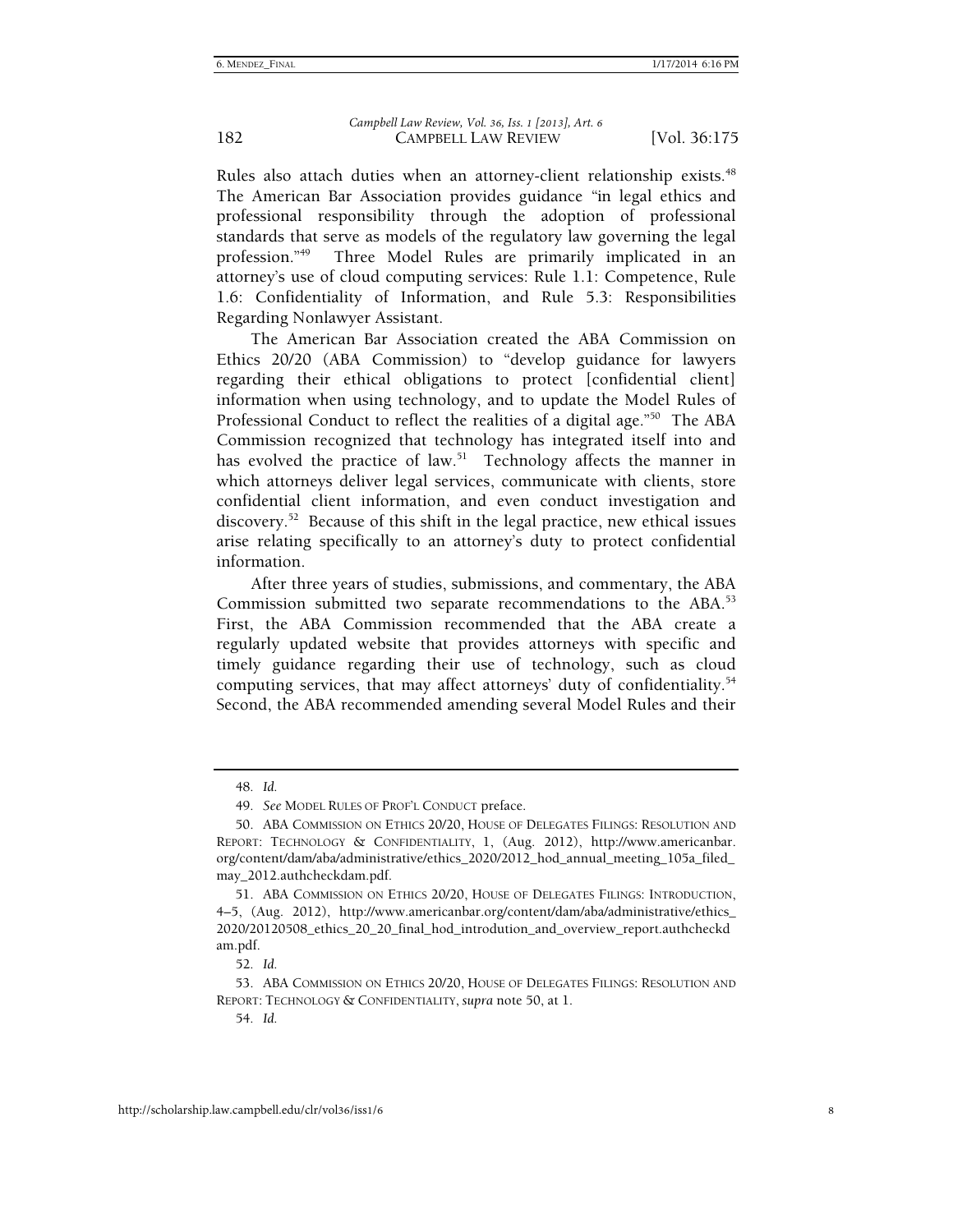Rules also attach duties when an attorney-client relationship exists.[48] The American Bar Association provides guidance "in legal ethics and professional responsibility through the adoption of professional standards that serve as models of the regulatory law governing the legal profession."[49] Three Model Rules are primarily implicated in an attorney's use of cloud computing services: Rule 1.1: Competence, Rule 1.6: Confidentiality of Information, and Rule 5.3: Responsibilities Regarding Nonlawyer Assistant.

The American Bar Association created the ABA Commission on Ethics 20/20 (ABA Commission) to "develop guidance for lawyers regarding their ethical obligations to protect [confidential client] information when using technology, and to update the Model Rules of Professional Conduct to reflect the realities of a digital age."[50] The ABA Commission recognized that technology has integrated itself into and has evolved the practice of law.[51] Technology affects the manner in which attorneys deliver legal services, communicate with clients, store confidential client information, and even conduct investigation and discovery.[52] Because of this shift in the legal practice, new ethical issues arise relating specifically to an attorney's duty to protect confidential information.

After three years of studies, submissions, and commentary, the ABA Commission submitted two separate recommendations to the ABA.[53] First, the ABA Commission recommended that the ABA create a regularly updated website that provides attorneys with specific and timely guidance regarding their use of technology, such as cloud computing services, that may affect attorneys' duty of confidentiality.[54] Second, the ABA recommended amending several Model Rules and their

---

48. *Id.*

49. *See* MODEL RULES OF PROF'L CONDUCT preface.

50. ABA COMMISSION ON ETHICS 20/20, HOUSE OF DELEGATES FILINGS: RESOLUTION AND REPORT: TECHNOLOGY & CONFIDENTIALITY, 1, (Aug. 2012), http://www.americanbar.org/content/dam/aba/administrative/ethics_2020/2012_hod_annual_meeting_105a_filed_may_2012.authcheckdam.pdf.

51. ABA COMMISSION ON ETHICS 20/20, HOUSE OF DELEGATES FILINGS: INTRODUCTION, 4–5, (Aug. 2012), http://www.americanbar.org/content/dam/aba/administrative/ethics_2020/20120508_ethics_20_20_final_hod_introdution_and_overview_report.authcheckdam.pdf.

52. *Id.*

53. ABA COMMISSION ON ETHICS 20/20, HOUSE OF DELEGATES FILINGS: RESOLUTION AND REPORT: TECHNOLOGY & CONFIDENTIALITY, *supra* note 50, at 1.

54. *Id.*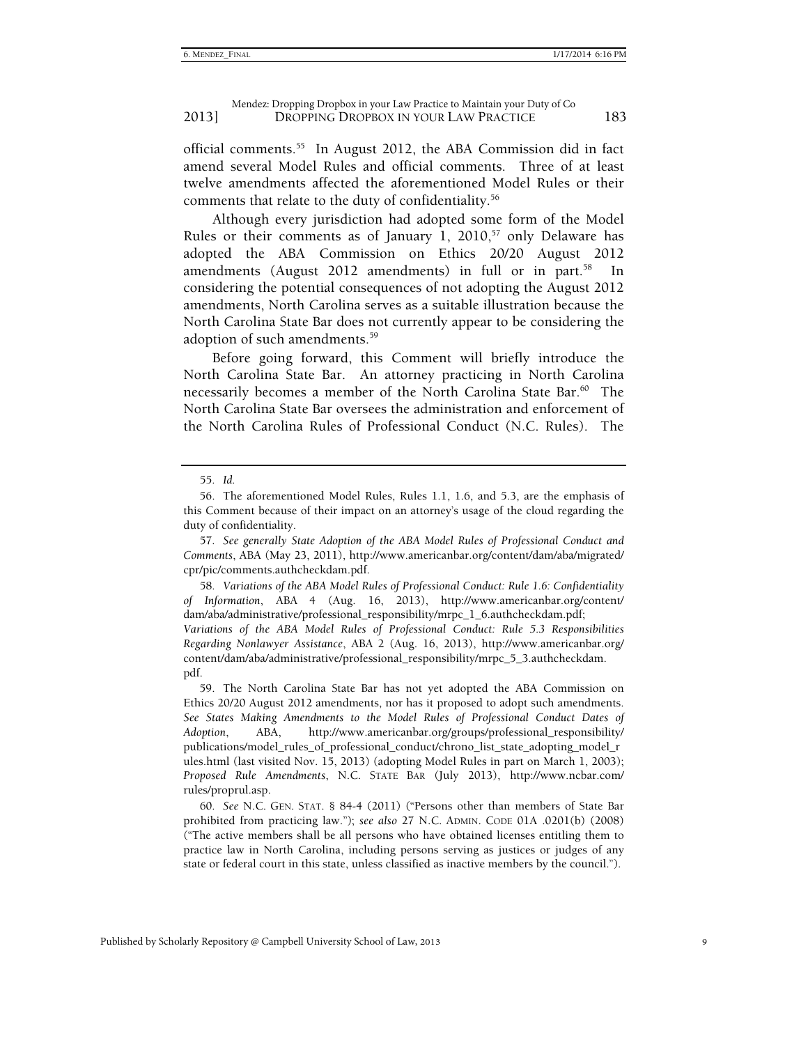official comments.[55] In August 2012, the ABA Commission did in fact amend several Model Rules and official comments. Three of at least twelve amendments affected the aforementioned Model Rules or their comments that relate to the duty of confidentiality.[56]

Although every jurisdiction had adopted some form of the Model Rules or their comments as of January 1, 2010,[57] only Delaware has adopted the ABA Commission on Ethics 20/20 August 2012 amendments (August 2012 amendments) in full or in part.[58] In considering the potential consequences of not adopting the August 2012 amendments, North Carolina serves as a suitable illustration because the North Carolina State Bar does not currently appear to be considering the adoption of such amendments.[59]

Before going forward, this Comment will briefly introduce the North Carolina State Bar. An attorney practicing in North Carolina necessarily becomes a member of the North Carolina State Bar.[60] The North Carolina State Bar oversees the administration and enforcement of the North Carolina Rules of Professional Conduct (N.C. Rules). The

---

55. *Id.*

56. The aforementioned Model Rules, Rules 1.1, 1.6, and 5.3, are the emphasis of this Comment because of their impact on an attorney's usage of the cloud regarding the duty of confidentiality.

57. *See generally State Adoption of the ABA Model Rules of Professional Conduct and Comments*, ABA (May 23, 2011), http://www.americanbar.org/content/dam/aba/migrated/cpr/pic/comments.authcheckdam.pdf.

58. *Variations of the ABA Model Rules of Professional Conduct: Rule 1.6: Confidentiality of Information*, ABA 4 (Aug. 16, 2013), http://www.americanbar.org/content/dam/aba/administrative/professional_responsibility/mrpc_1_6.authcheckdam.pdf; *Variations of the ABA Model Rules of Professional Conduct: Rule 5.3 Responsibilities Regarding Nonlawyer Assistance*, ABA 2 (Aug. 16, 2013), http://www.americanbar.org/content/dam/aba/administrative/professional_responsibility/mrpc_5_3.authcheckdam.pdf.

59. The North Carolina State Bar has not yet adopted the ABA Commission on Ethics 20/20 August 2012 amendments, nor has it proposed to adopt such amendments. *See States Making Amendments to the Model Rules of Professional Conduct Dates of Adoption*, ABA, http://www.americanbar.org/groups/professional_responsibility/publications/model_rules_of_professional_conduct/chrono_list_state_adopting_model_rules.html (last visited Nov. 15, 2013) (adopting Model Rules in part on March 1, 2003); *Proposed Rule Amendments*, N.C. STATE BAR (July 2013), http://www.ncbar.com/rules/proprul.asp.

60. *See* N.C. GEN. STAT. § 84-4 (2011) ("Persons other than members of State Bar prohibited from practicing law."); *see also* 27 N.C. ADMIN. CODE 01A .0201(b) (2008) ("The active members shall be all persons who have obtained licenses entitling them to practice law in North Carolina, including persons serving as justices or judges of any state or federal court in this state, unless classified as inactive members by the council.").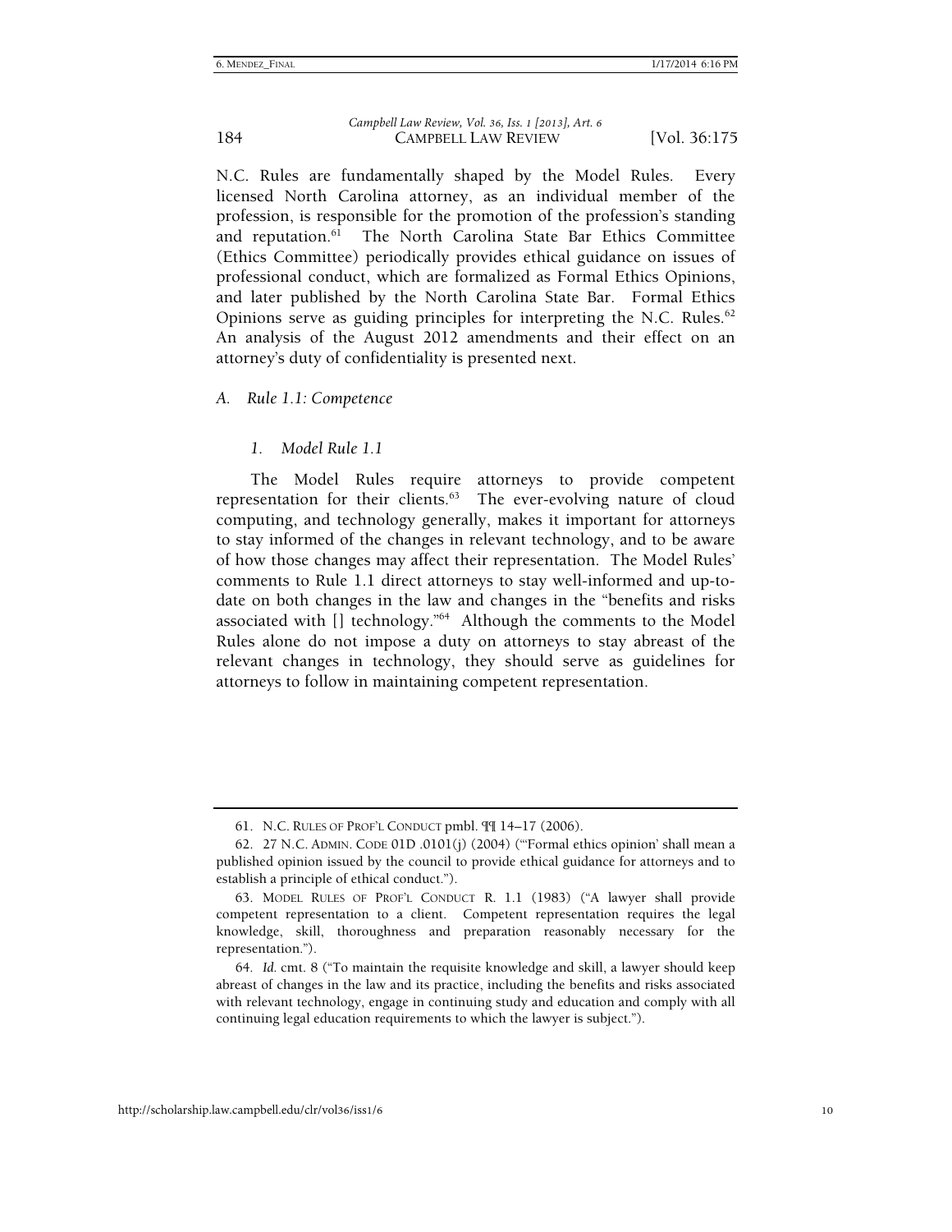N.C. Rules are fundamentally shaped by the Model Rules. Every licensed North Carolina attorney, as an individual member of the profession, is responsible for the promotion of the profession's standing and reputation.[61] The North Carolina State Bar Ethics Committee (Ethics Committee) periodically provides ethical guidance on issues of professional conduct, which are formalized as Formal Ethics Opinions, and later published by the North Carolina State Bar. Formal Ethics Opinions serve as guiding principles for interpreting the N.C. Rules.[62] An analysis of the August 2012 amendments and their effect on an attorney's duty of confidentiality is presented next.

### *A. Rule 1.1: Competence*

#### *1. Model Rule 1.1*

The Model Rules require attorneys to provide competent representation for their clients.[63] The ever-evolving nature of cloud computing, and technology generally, makes it important for attorneys to stay informed of the changes in relevant technology, and to be aware of how those changes may affect their representation. The Model Rules' comments to Rule 1.1 direct attorneys to stay well-informed and up-to-date on both changes in the law and changes in the "benefits and risks associated with [] technology."[64] Although the comments to the Model Rules alone do not impose a duty on attorneys to stay abreast of the relevant changes in technology, they should serve as guidelines for attorneys to follow in maintaining competent representation.

---

61. N.C. RULES OF PROF'L CONDUCT pmbl. ¶¶ 14–17 (2006).

62. 27 N.C. ADMIN. CODE 01D .0101(j) (2004) ("'Formal ethics opinion' shall mean a published opinion issued by the council to provide ethical guidance for attorneys and to establish a principle of ethical conduct.").

63. MODEL RULES OF PROF'L CONDUCT R. 1.1 (1983) ("A lawyer shall provide competent representation to a client. Competent representation requires the legal knowledge, skill, thoroughness and preparation reasonably necessary for the representation.").

64. *Id.* cmt. 8 ("To maintain the requisite knowledge and skill, a lawyer should keep abreast of changes in the law and its practice, including the benefits and risks associated with relevant technology, engage in continuing study and education and comply with all continuing legal education requirements to which the lawyer is subject.").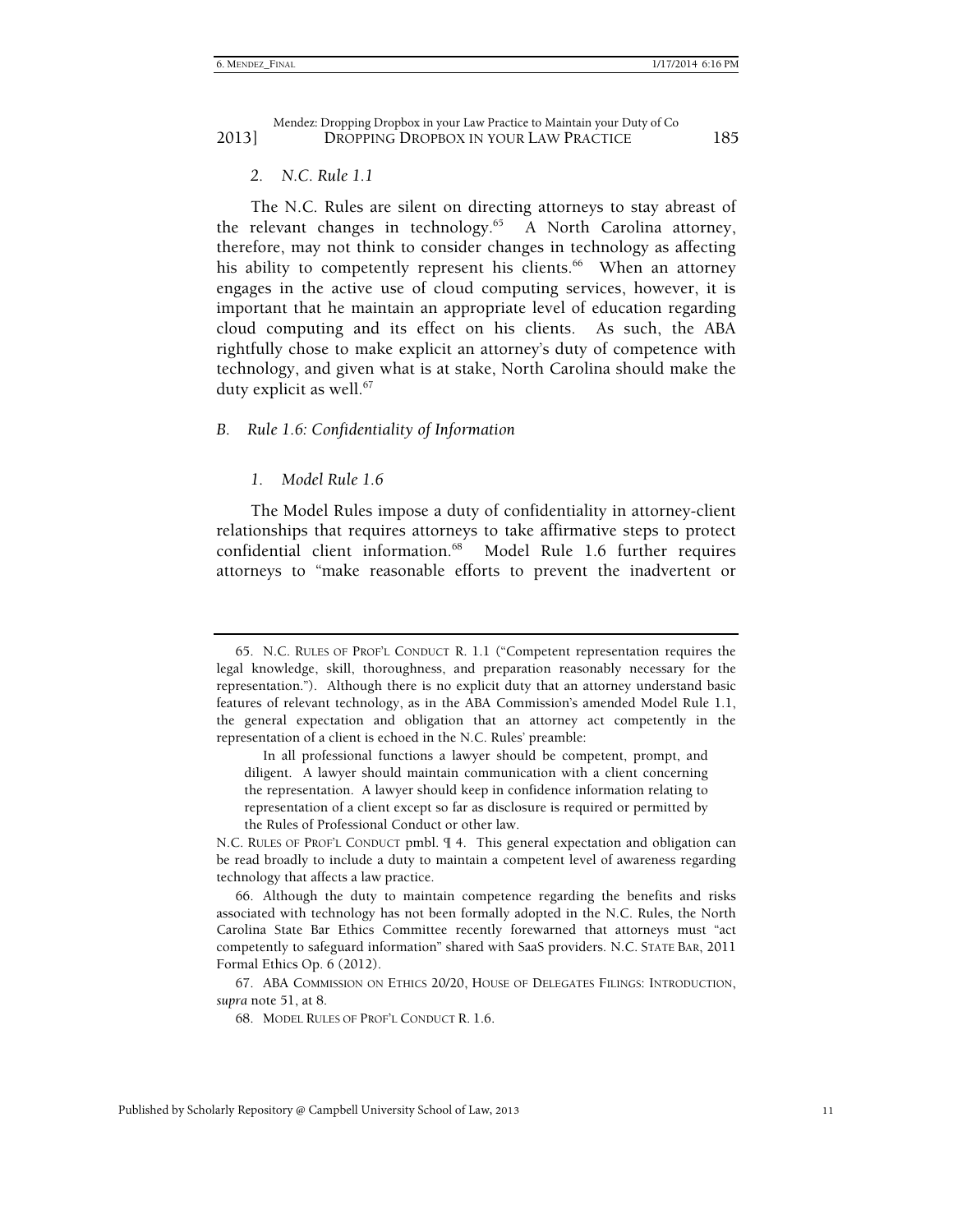### 2. N.C. Rule 1.1

The N.C. Rules are silent on directing attorneys to stay abreast of the relevant changes in technology.[65] A North Carolina attorney, therefore, may not think to consider changes in technology as affecting his ability to competently represent his clients.[66] When an attorney engages in the active use of cloud computing services, however, it is important that he maintain an appropriate level of education regarding cloud computing and its effect on his clients. As such, the ABA rightfully chose to make explicit an attorney's duty of competence with technology, and given what is at stake, North Carolina should make the duty explicit as well.[67]

## B. Rule 1.6: Confidentiality of Information

### 1. Model Rule 1.6

The Model Rules impose a duty of confidentiality in attorney-client relationships that requires attorneys to take affirmative steps to protect confidential client information.[68] Model Rule 1.6 further requires attorneys to "make reasonable efforts to prevent the inadvertent or

---

65. N.C. RULES OF PROF'L CONDUCT R. 1.1 ("Competent representation requires the legal knowledge, skill, thoroughness, and preparation reasonably necessary for the representation."). Although there is no explicit duty that an attorney understand basic features of relevant technology, as in the ABA Commission's amended Model Rule 1.1, the general expectation and obligation that an attorney act competently in the representation of a client is echoed in the N.C. Rules' preamble:

> In all professional functions a lawyer should be competent, prompt, and diligent. A lawyer should maintain communication with a client concerning the representation. A lawyer should keep in confidence information relating to representation of a client except so far as disclosure is required or permitted by the Rules of Professional Conduct or other law.

N.C. RULES OF PROF'L CONDUCT pmbl. ¶ 4. This general expectation and obligation can be read broadly to include a duty to maintain a competent level of awareness regarding technology that affects a law practice.

66. Although the duty to maintain competence regarding the benefits and risks associated with technology has not been formally adopted in the N.C. Rules, the North Carolina State Bar Ethics Committee recently forewarned that attorneys must "act competently to safeguard information" shared with SaaS providers. N.C. STATE BAR, 2011 Formal Ethics Op. 6 (2012).

67. ABA COMMISSION ON ETHICS 20/20, HOUSE OF DELEGATES FILINGS: INTRODUCTION, *supra* note 51, at 8.

68. MODEL RULES OF PROF'L CONDUCT R. 1.6.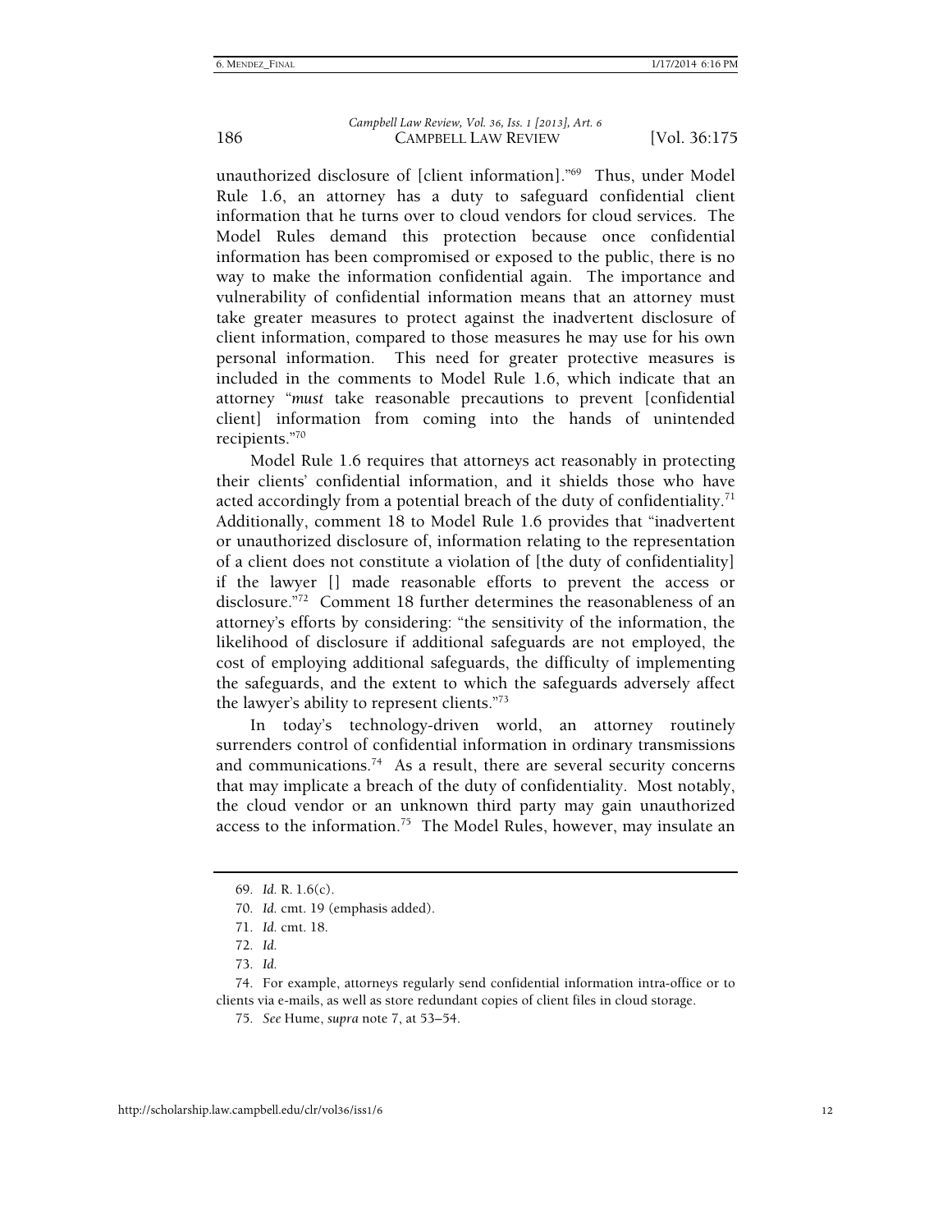unauthorized disclosure of [client information]."[69] Thus, under Model Rule 1.6, an attorney has a duty to safeguard confidential client information that he turns over to cloud vendors for cloud services. The Model Rules demand this protection because once confidential information has been compromised or exposed to the public, there is no way to make the information confidential again. The importance and vulnerability of confidential information means that an attorney must take greater measures to protect against the inadvertent disclosure of client information, compared to those measures he may use for his own personal information. This need for greater protective measures is included in the comments to Model Rule 1.6, which indicate that an attorney "*must* take reasonable precautions to prevent [confidential client] information from coming into the hands of unintended recipients."[70]

Model Rule 1.6 requires that attorneys act reasonably in protecting their clients' confidential information, and it shields those who have acted accordingly from a potential breach of the duty of confidentiality.[71] Additionally, comment 18 to Model Rule 1.6 provides that "inadvertent or unauthorized disclosure of, information relating to the representation of a client does not constitute a violation of [the duty of confidentiality] if the lawyer [] made reasonable efforts to prevent the access or disclosure."[72] Comment 18 further determines the reasonableness of an attorney's efforts by considering: "the sensitivity of the information, the likelihood of disclosure if additional safeguards are not employed, the cost of employing additional safeguards, the difficulty of implementing the safeguards, and the extent to which the safeguards adversely affect the lawyer's ability to represent clients."[73]

In today's technology-driven world, an attorney routinely surrenders control of confidential information in ordinary transmissions and communications.[74] As a result, there are several security concerns that may implicate a breach of the duty of confidentiality. Most notably, the cloud vendor or an unknown third party may gain unauthorized access to the information.[75] The Model Rules, however, may insulate an

---

69. *Id.* R. 1.6(c).

70. *Id.* cmt. 19 (emphasis added).

71. *Id.* cmt. 18.

72. *Id.*

73. *Id.*

74. For example, attorneys regularly send confidential information intra-office or to clients via e-mails, as well as store redundant copies of client files in cloud storage.

75. *See* Hume, *supra* note 7, at 53–54.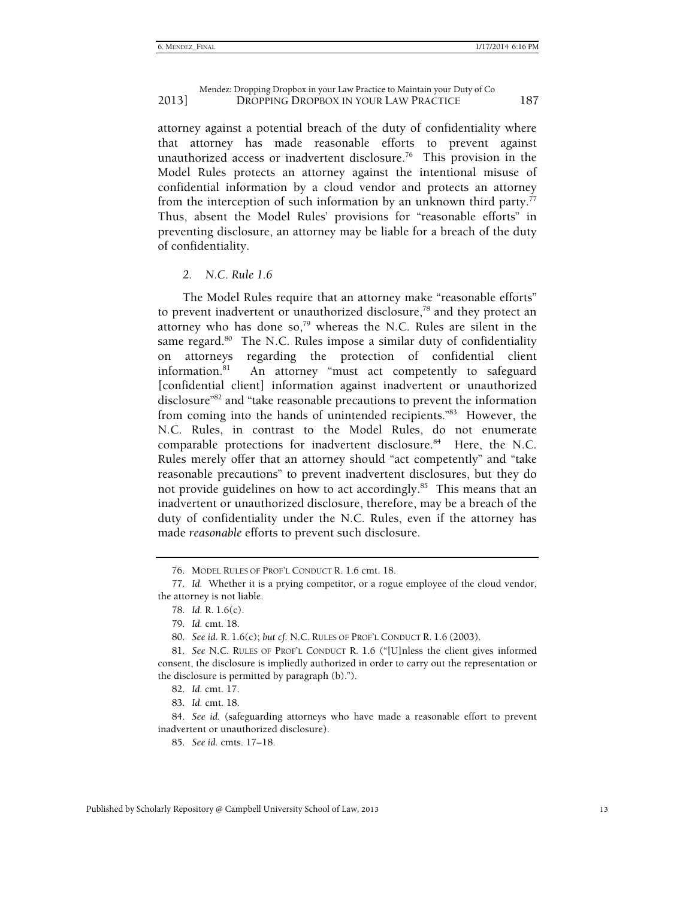attorney against a potential breach of the duty of confidentiality where that attorney has made reasonable efforts to prevent against unauthorized access or inadvertent disclosure.[76] This provision in the Model Rules protects an attorney against the intentional misuse of confidential information by a cloud vendor and protects an attorney from the interception of such information by an unknown third party.[77] Thus, absent the Model Rules' provisions for "reasonable efforts" in preventing disclosure, an attorney may be liable for a breach of the duty of confidentiality.

### *2. N.C. Rule 1.6*

The Model Rules require that an attorney make "reasonable efforts" to prevent inadvertent or unauthorized disclosure,[78] and they protect an attorney who has done so,[79] whereas the N.C. Rules are silent in the same regard.[80] The N.C. Rules impose a similar duty of confidentiality on attorneys regarding the protection of confidential client information.[81] An attorney "must act competently to safeguard [confidential client] information against inadvertent or unauthorized disclosure"[82] and "take reasonable precautions to prevent the information from coming into the hands of unintended recipients."[83] However, the N.C. Rules, in contrast to the Model Rules, do not enumerate comparable protections for inadvertent disclosure.[84] Here, the N.C. Rules merely offer that an attorney should "act competently" and "take reasonable precautions" to prevent inadvertent disclosures, but they do not provide guidelines on how to act accordingly.[85] This means that an inadvertent or unauthorized disclosure, therefore, may be a breach of the duty of confidentiality under the N.C. Rules, even if the attorney has made *reasonable* efforts to prevent such disclosure.

---

76. MODEL RULES OF PROF'L CONDUCT R. 1.6 cmt. 18.

77. *Id.* Whether it is a prying competitor, or a rogue employee of the cloud vendor, the attorney is not liable.

78. *Id.* R. 1.6(c).

79. *Id.* cmt. 18.

80. *See id.* R. 1.6(c); *but cf.* N.C. RULES OF PROF'L CONDUCT R. 1.6 (2003).

81. *See* N.C. RULES OF PROF'L CONDUCT R. 1.6 ("[U]nless the client gives informed consent, the disclosure is impliedly authorized in order to carry out the representation or the disclosure is permitted by paragraph (b).").

82. *Id.* cmt. 17.

83. *Id.* cmt. 18.

84. *See id.* (safeguarding attorneys who have made a reasonable effort to prevent inadvertent or unauthorized disclosure).

85. *See id.* cmts. 17–18.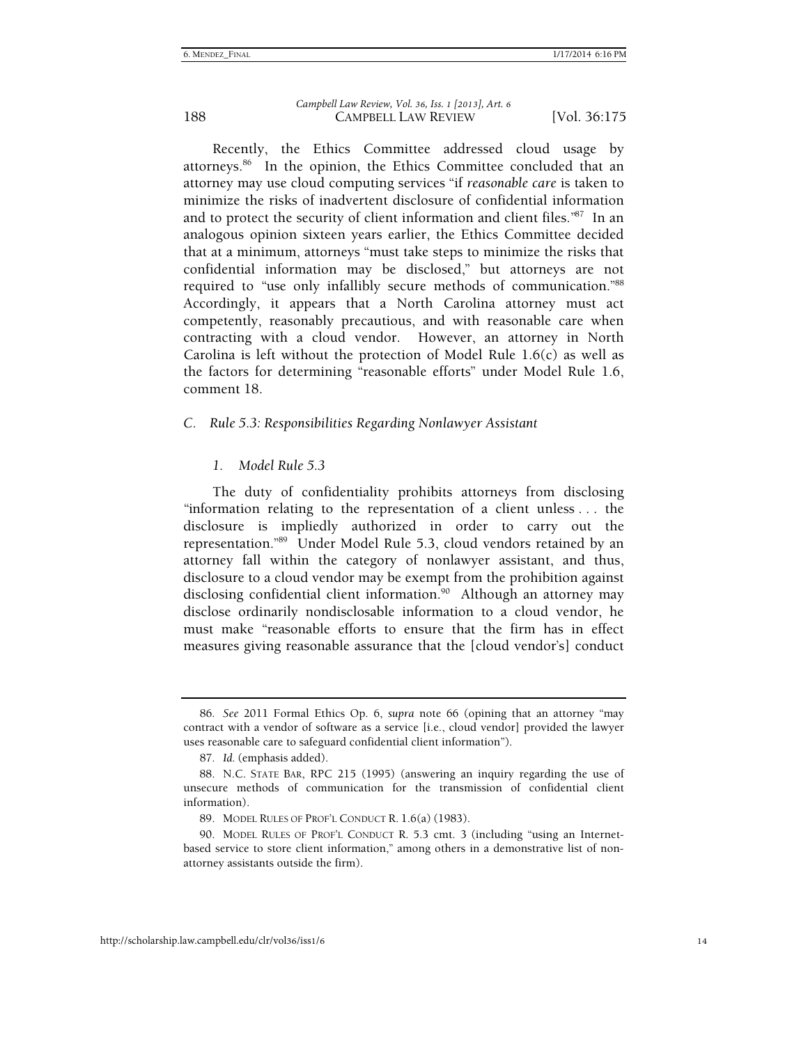Recently, the Ethics Committee addressed cloud usage by attorneys.[86] In the opinion, the Ethics Committee concluded that an attorney may use cloud computing services "if *reasonable care* is taken to minimize the risks of inadvertent disclosure of confidential information and to protect the security of client information and client files."[87] In an analogous opinion sixteen years earlier, the Ethics Committee decided that at a minimum, attorneys "must take steps to minimize the risks that confidential information may be disclosed," but attorneys are not required to "use only infallibly secure methods of communication."[88] Accordingly, it appears that a North Carolina attorney must act competently, reasonably precautious, and with reasonable care when contracting with a cloud vendor. However, an attorney in North Carolina is left without the protection of Model Rule 1.6(c) as well as the factors for determining "reasonable efforts" under Model Rule 1.6, comment 18.

### *C. Rule 5.3: Responsibilities Regarding Nonlawyer Assistant*

#### *1. Model Rule 5.3*

The duty of confidentiality prohibits attorneys from disclosing "information relating to the representation of a client unless . . . the disclosure is impliedly authorized in order to carry out the representation."[89] Under Model Rule 5.3, cloud vendors retained by an attorney fall within the category of nonlawyer assistant, and thus, disclosure to a cloud vendor may be exempt from the prohibition against disclosing confidential client information.[90] Although an attorney may disclose ordinarily nondisclosable information to a cloud vendor, he must make "reasonable efforts to ensure that the firm has in effect measures giving reasonable assurance that the [cloud vendor's] conduct

---

86. *See* 2011 Formal Ethics Op. 6, *supra* note 66 (opining that an attorney "may contract with a vendor of software as a service [i.e., cloud vendor] provided the lawyer uses reasonable care to safeguard confidential client information").

87. *Id.* (emphasis added).

88. N.C. STATE BAR, RPC 215 (1995) (answering an inquiry regarding the use of unsecure methods of communication for the transmission of confidential client information).

89. MODEL RULES OF PROF'L CONDUCT R. 1.6(a) (1983).

90. MODEL RULES OF PROF'L CONDUCT R. 5.3 cmt. 3 (including "using an Internet-based service to store client information," among others in a demonstrative list of non-attorney assistants outside the firm).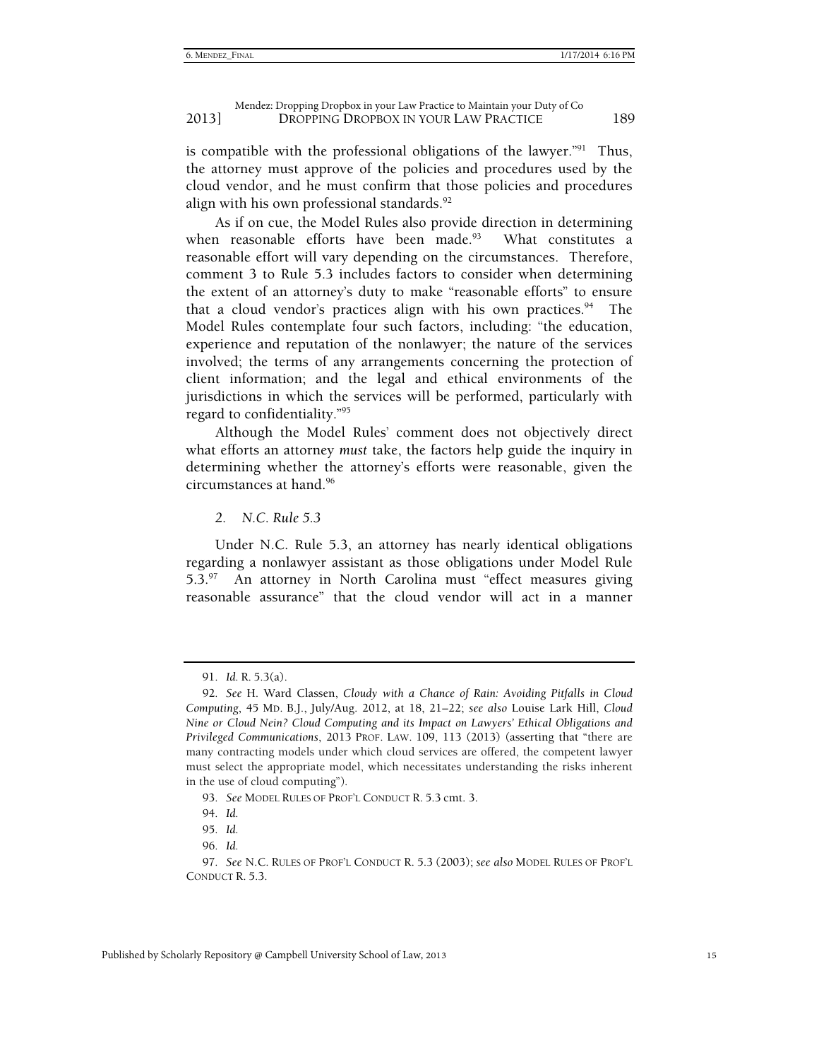is compatible with the professional obligations of the lawyer."[91] Thus, the attorney must approve of the policies and procedures used by the cloud vendor, and he must confirm that those policies and procedures align with his own professional standards.[92]

As if on cue, the Model Rules also provide direction in determining when reasonable efforts have been made.[93] What constitutes a reasonable effort will vary depending on the circumstances. Therefore, comment 3 to Rule 5.3 includes factors to consider when determining the extent of an attorney's duty to make "reasonable efforts" to ensure that a cloud vendor's practices align with his own practices.[94] The Model Rules contemplate four such factors, including: "the education, experience and reputation of the nonlawyer; the nature of the services involved; the terms of any arrangements concerning the protection of client information; and the legal and ethical environments of the jurisdictions in which the services will be performed, particularly with regard to confidentiality."[95]

Although the Model Rules' comment does not objectively direct what efforts an attorney *must* take, the factors help guide the inquiry in determining whether the attorney's efforts were reasonable, given the circumstances at hand.[96]

*2. N.C. Rule 5.3*

Under N.C. Rule 5.3, an attorney has nearly identical obligations regarding a nonlawyer assistant as those obligations under Model Rule 5.3.[97] An attorney in North Carolina must "effect measures giving reasonable assurance" that the cloud vendor will act in a manner

---

91. *Id.* R. 5.3(a).

92. *See* H. Ward Classen, *Cloudy with a Chance of Rain: Avoiding Pitfalls in Cloud Computing*, 45 MD. B.J., July/Aug. 2012, at 18, 21–22; *see also* Louise Lark Hill, *Cloud Nine or Cloud Nein? Cloud Computing and its Impact on Lawyers' Ethical Obligations and Privileged Communications*, 2013 PROF. LAW. 109, 113 (2013) (asserting that "there are many contracting models under which cloud services are offered, the competent lawyer must select the appropriate model, which necessitates understanding the risks inherent in the use of cloud computing").

93. *See* MODEL RULES OF PROF'L CONDUCT R. 5.3 cmt. 3.

94. *Id.*

95. *Id.*

96. *Id.*

97. *See* N.C. RULES OF PROF'L CONDUCT R. 5.3 (2003); *see also* MODEL RULES OF PROF'L CONDUCT R. 5.3.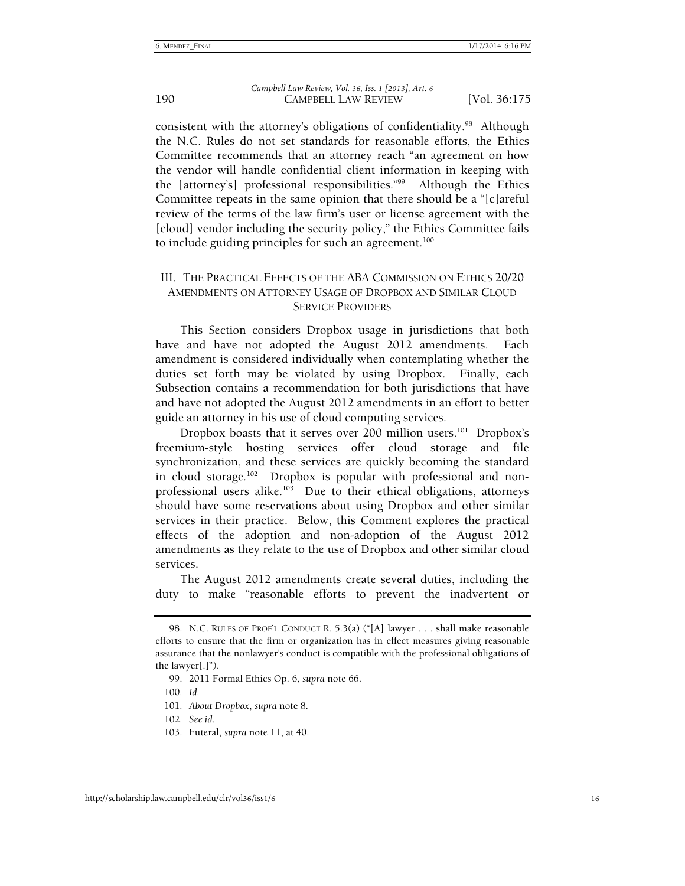consistent with the attorney's obligations of confidentiality.[98] Although the N.C. Rules do not set standards for reasonable efforts, the Ethics Committee recommends that an attorney reach "an agreement on how the vendor will handle confidential client information in keeping with the [attorney's] professional responsibilities."[99] Although the Ethics Committee repeats in the same opinion that there should be a "[c]areful review of the terms of the law firm's user or license agreement with the [cloud] vendor including the security policy," the Ethics Committee fails to include guiding principles for such an agreement.[100]

## III. THE PRACTICAL EFFECTS OF THE ABA COMMISSION ON ETHICS 20/20 AMENDMENTS ON ATTORNEY USAGE OF DROPBOX AND SIMILAR CLOUD SERVICE PROVIDERS

This Section considers Dropbox usage in jurisdictions that both have and have not adopted the August 2012 amendments. Each amendment is considered individually when contemplating whether the duties set forth may be violated by using Dropbox. Finally, each Subsection contains a recommendation for both jurisdictions that have and have not adopted the August 2012 amendments in an effort to better guide an attorney in his use of cloud computing services.

Dropbox boasts that it serves over 200 million users.[101] Dropbox's freemium-style hosting services offer cloud storage and file synchronization, and these services are quickly becoming the standard in cloud storage.[102] Dropbox is popular with professional and non-professional users alike.[103] Due to their ethical obligations, attorneys should have some reservations about using Dropbox and other similar services in their practice. Below, this Comment explores the practical effects of the adoption and non-adoption of the August 2012 amendments as they relate to the use of Dropbox and other similar cloud services.

The August 2012 amendments create several duties, including the duty to make "reasonable efforts to prevent the inadvertent or

---

98. N.C. RULES OF PROF'L CONDUCT R. 5.3(a) ("[A] lawyer . . . shall make reasonable efforts to ensure that the firm or organization has in effect measures giving reasonable assurance that the nonlawyer's conduct is compatible with the professional obligations of the lawyer[.]").

99. 2011 Formal Ethics Op. 6, *supra* note 66.

100. *Id.*

101. *About Dropbox*, *supra* note 8.

102. *See id.*

103. Futeral, *supra* note 11, at 40.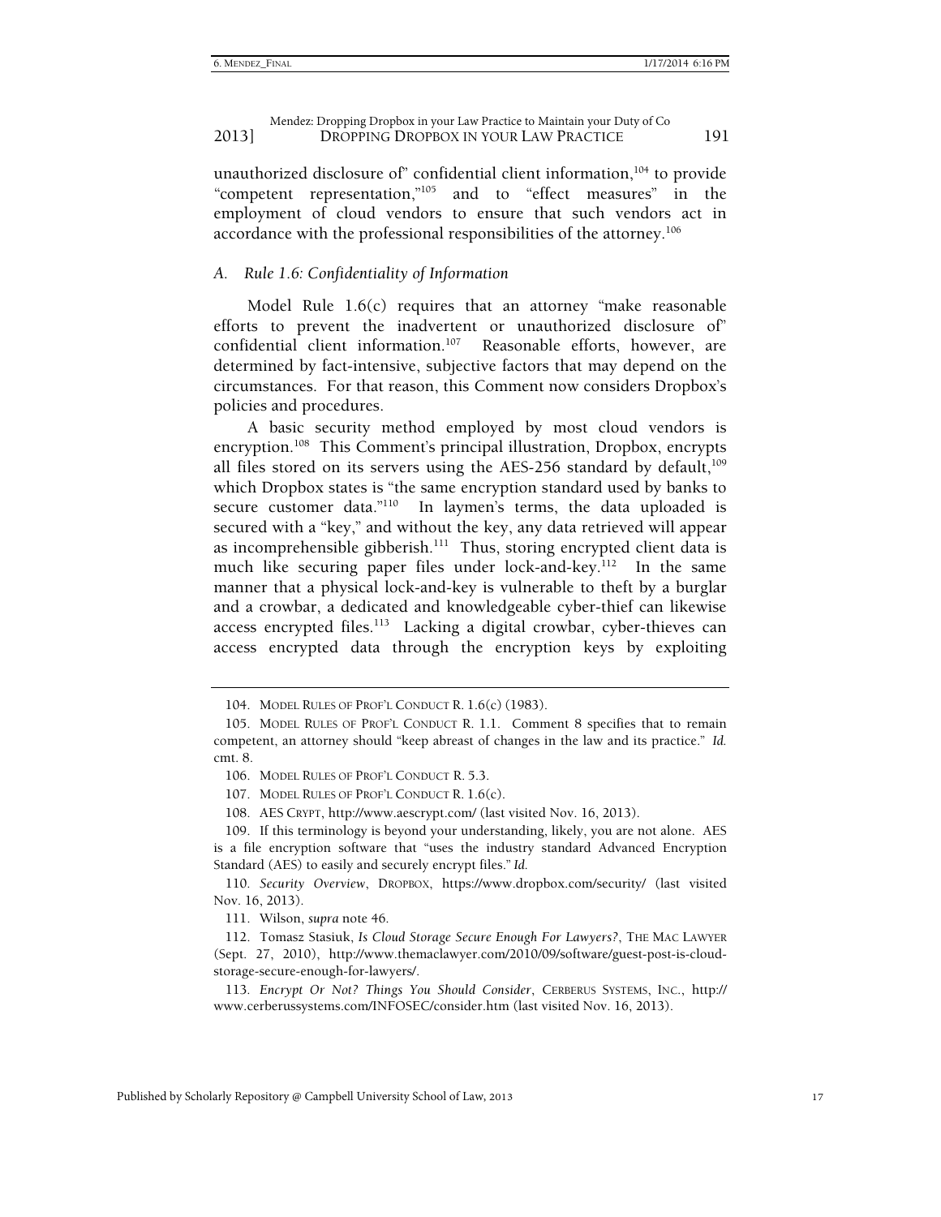unauthorized disclosure of" confidential client information,[104] to provide "competent representation,"[105] and to "effect measures" in the employment of cloud vendors to ensure that such vendors act in accordance with the professional responsibilities of the attorney.[106]

### A. Rule 1.6: Confidentiality of Information

Model Rule 1.6(c) requires that an attorney "make reasonable efforts to prevent the inadvertent or unauthorized disclosure of" confidential client information.[107] Reasonable efforts, however, are determined by fact-intensive, subjective factors that may depend on the circumstances. For that reason, this Comment now considers Dropbox's policies and procedures.

A basic security method employed by most cloud vendors is encryption.[108] This Comment's principal illustration, Dropbox, encrypts all files stored on its servers using the AES-256 standard by default,[109] which Dropbox states is "the same encryption standard used by banks to secure customer data."[110] In laymen's terms, the data uploaded is secured with a "key," and without the key, any data retrieved will appear as incomprehensible gibberish.[111] Thus, storing encrypted client data is much like securing paper files under lock-and-key.[112] In the same manner that a physical lock-and-key is vulnerable to theft by a burglar and a crowbar, a dedicated and knowledgeable cyber-thief can likewise access encrypted files.[113] Lacking a digital crowbar, cyber-thieves can access encrypted data through the encryption keys by exploiting

---

104. MODEL RULES OF PROF'L CONDUCT R. 1.6(c) (1983).

105. MODEL RULES OF PROF'L CONDUCT R. 1.1. Comment 8 specifies that to remain competent, an attorney should "keep abreast of changes in the law and its practice." *Id.* cmt. 8.

106. MODEL RULES OF PROF'L CONDUCT R. 5.3.

107. MODEL RULES OF PROF'L CONDUCT R. 1.6(c).

108. AES CRYPT, http://www.aescrypt.com/ (last visited Nov. 16, 2013).

109. If this terminology is beyond your understanding, likely, you are not alone. AES is a file encryption software that "uses the industry standard Advanced Encryption Standard (AES) to easily and securely encrypt files." *Id.*

110. *Security Overview*, DROPBOX, https://www.dropbox.com/security/ (last visited Nov. 16, 2013).

111. Wilson, *supra* note 46.

112. Tomasz Stasiuk, *Is Cloud Storage Secure Enough For Lawyers?*, THE MAC LAWYER (Sept. 27, 2010), http://www.themaclawyer.com/2010/09/software/guest-post-is-cloud-storage-secure-enough-for-lawyers/.

113. *Encrypt Or Not? Things You Should Consider*, CERBERUS SYSTEMS, INC., http://www.cerberussystems.com/INFOSEC/consider.htm (last visited Nov. 16, 2013).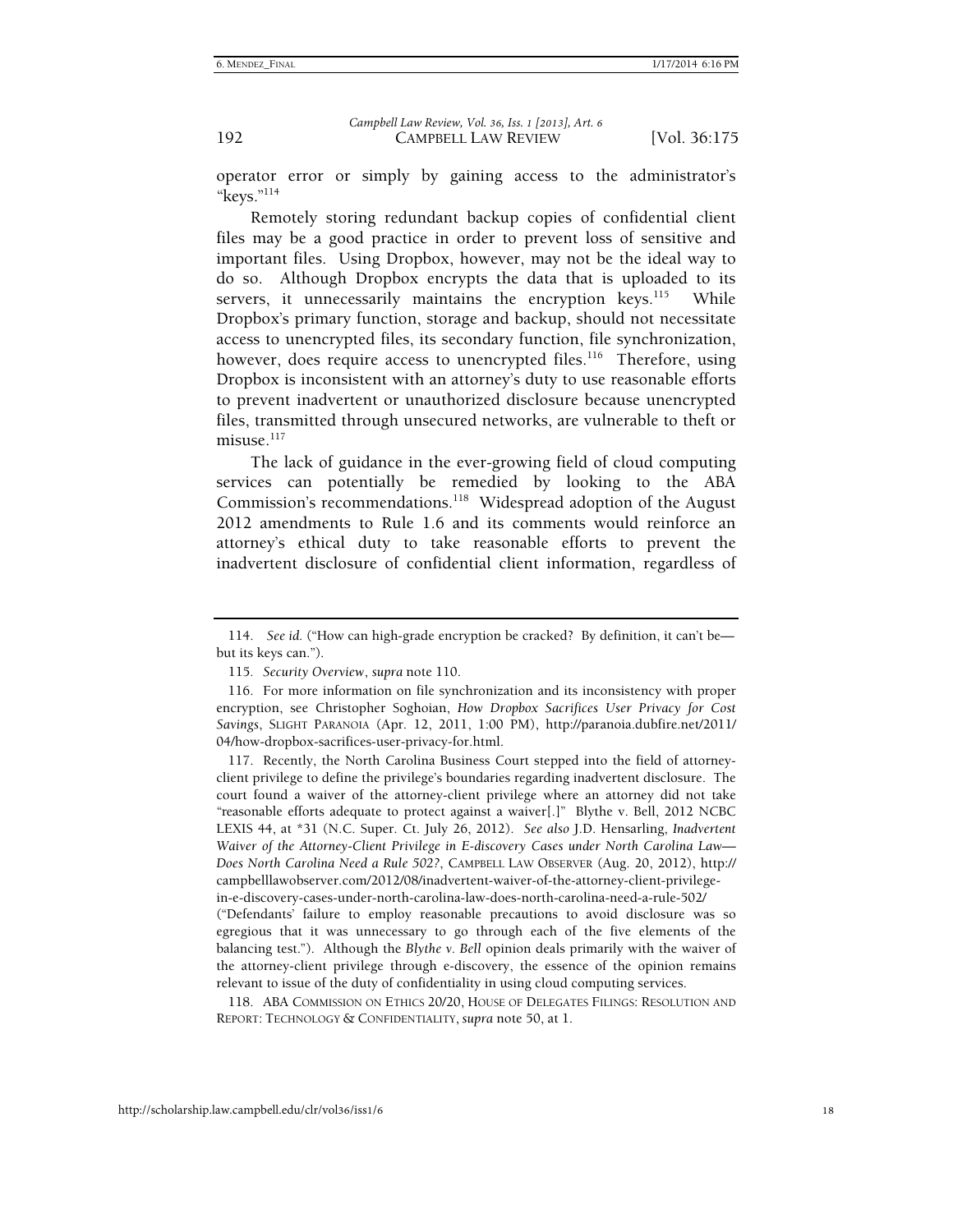operator error or simply by gaining access to the administrator's "keys."[114]

Remotely storing redundant backup copies of confidential client files may be a good practice in order to prevent loss of sensitive and important files. Using Dropbox, however, may not be the ideal way to do so. Although Dropbox encrypts the data that is uploaded to its servers, it unnecessarily maintains the encryption keys.[115] While Dropbox's primary function, storage and backup, should not necessitate access to unencrypted files, its secondary function, file synchronization, however, does require access to unencrypted files.[116] Therefore, using Dropbox is inconsistent with an attorney's duty to use reasonable efforts to prevent inadvertent or unauthorized disclosure because unencrypted files, transmitted through unsecured networks, are vulnerable to theft or misuse.[117]

The lack of guidance in the ever-growing field of cloud computing services can potentially be remedied by looking to the ABA Commission's recommendations.[118] Widespread adoption of the August 2012 amendments to Rule 1.6 and its comments would reinforce an attorney's ethical duty to take reasonable efforts to prevent the inadvertent disclosure of confidential client information, regardless of

---

114. *See id.* ("How can high-grade encryption be cracked? By definition, it can't be—but its keys can.").

115. *Security Overview*, *supra* note 110.

116. For more information on file synchronization and its inconsistency with proper encryption, see Christopher Soghoian, *How Dropbox Sacrifices User Privacy for Cost Savings*, SLIGHT PARANOIA (Apr. 12, 2011, 1:00 PM), http://paranoia.dubfire.net/2011/04/how-dropbox-sacrifices-user-privacy-for.html.

117. Recently, the North Carolina Business Court stepped into the field of attorney-client privilege to define the privilege's boundaries regarding inadvertent disclosure. The court found a waiver of the attorney-client privilege where an attorney did not take "reasonable efforts adequate to protect against a waiver[.]" Blythe v. Bell, 2012 NCBC LEXIS 44, at *31 (N.C. Super. Ct. July 26, 2012). *See also* J.D. Hensarling, *Inadvertent Waiver of the Attorney-Client Privilege in E-discovery Cases under North Carolina Law—Does North Carolina Need a Rule 502?*, CAMPBELL LAW OBSERVER (Aug. 20, 2012), http://campbelllawobserver.com/2012/08/inadvertent-waiver-of-the-attorney-client-privilege-in-e-discovery-cases-under-north-carolina-law-does-north-carolina-need-a-rule-502/ ("Defendants' failure to employ reasonable precautions to avoid disclosure was so egregious that it was unnecessary to go through each of the five elements of the balancing test."). Although the *Blythe v. Bell* opinion deals primarily with the waiver of the attorney-client privilege through e-discovery, the essence of the opinion remains relevant to issue of the duty of confidentiality in using cloud computing services.

118. ABA COMMISSION ON ETHICS 20/20, HOUSE OF DELEGATES FILINGS: RESOLUTION AND REPORT: TECHNOLOGY & CONFIDENTIALITY, *supra* note 50, at 1.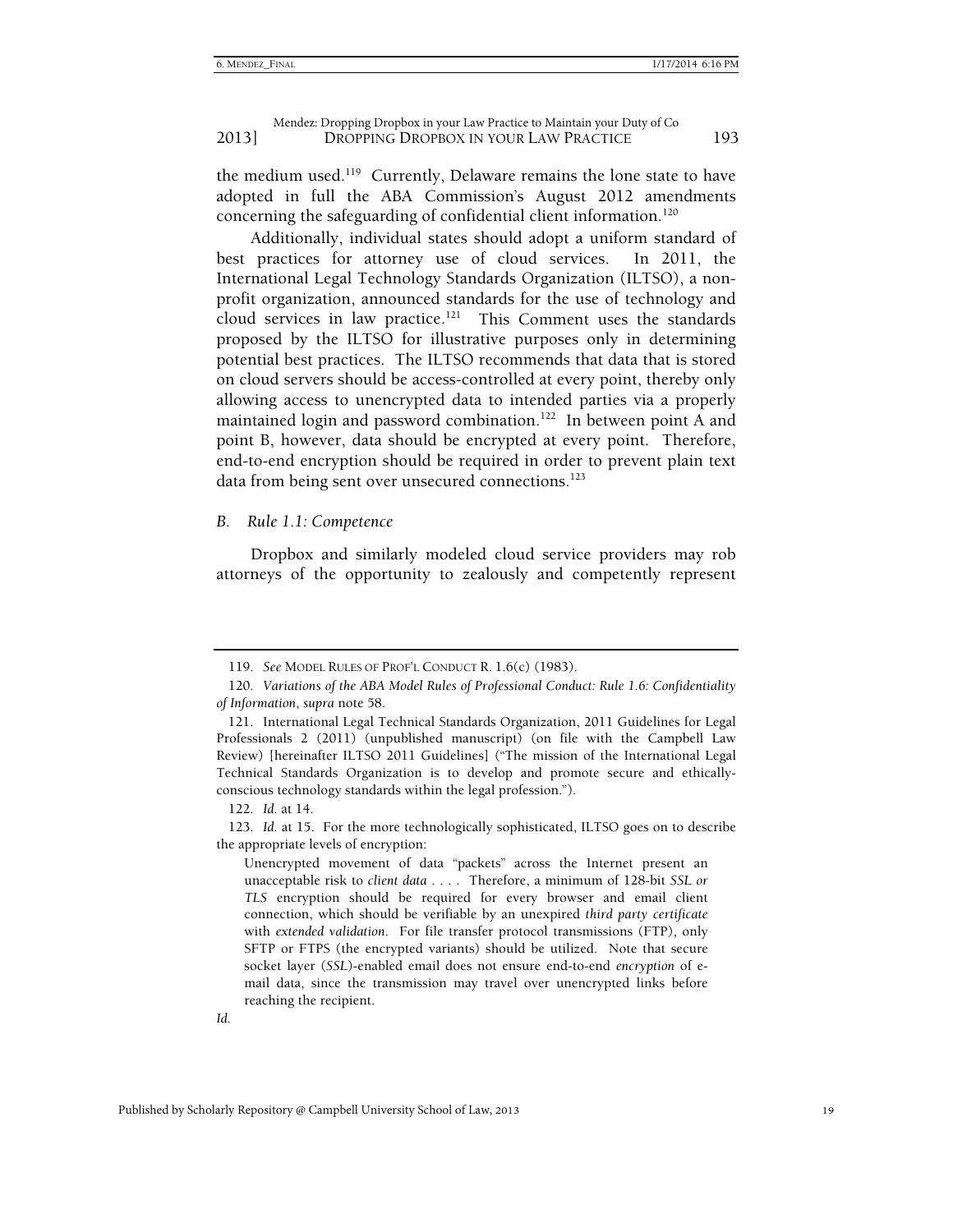the medium used.[119] Currently, Delaware remains the lone state to have adopted in full the ABA Commission's August 2012 amendments concerning the safeguarding of confidential client information.[120]

Additionally, individual states should adopt a uniform standard of best practices for attorney use of cloud services. In 2011, the International Legal Technology Standards Organization (ILTSO), a non-profit organization, announced standards for the use of technology and cloud services in law practice.[121] This Comment uses the standards proposed by the ILTSO for illustrative purposes only in determining potential best practices. The ILTSO recommends that data that is stored on cloud servers should be access-controlled at every point, thereby only allowing access to unencrypted data to intended parties via a properly maintained login and password combination.[122] In between point A and point B, however, data should be encrypted at every point. Therefore, end-to-end encryption should be required in order to prevent plain text data from being sent over unsecured connections.[123]

### *B. Rule 1.1: Competence*

Dropbox and similarly modeled cloud service providers may rob attorneys of the opportunity to zealously and competently represent

---

119. *See* MODEL RULES OF PROF'L CONDUCT R. 1.6(c) (1983).

120. *Variations of the ABA Model Rules of Professional Conduct: Rule 1.6: Confidentiality of Information*, *supra* note 58.

121. International Legal Technical Standards Organization, 2011 Guidelines for Legal Professionals 2 (2011) (unpublished manuscript) (on file with the Campbell Law Review) [hereinafter ILTSO 2011 Guidelines] ("The mission of the International Legal Technical Standards Organization is to develop and promote secure and ethically-conscious technology standards within the legal profession.").

122. *Id.* at 14.

123. *Id.* at 15. For the more technologically sophisticated, ILTSO goes on to describe the appropriate levels of encryption:

> Unencrypted movement of data "packets" across the Internet present an unacceptable risk to *client data* . . . . Therefore, a minimum of 128-bit *SSL or TLS* encryption should be required for every browser and email client connection, which should be verifiable by an unexpired *third party certificate* with *extended validation*. For file transfer protocol transmissions (FTP), only SFTP or FTPS (the encrypted variants) should be utilized. Note that secure socket layer (*SSL*)-enabled email does not ensure end-to-end *encryption* of e-mail data, since the transmission may travel over unencrypted links before reaching the recipient.

*Id.*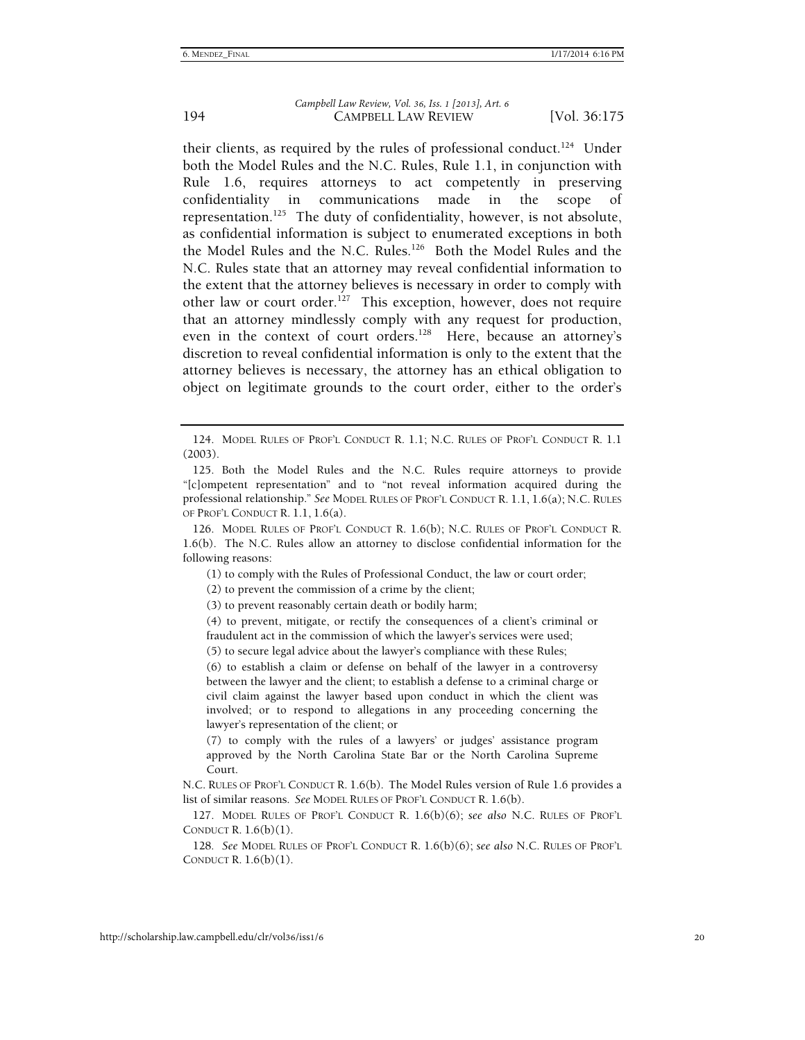their clients, as required by the rules of professional conduct.[124] Under both the Model Rules and the N.C. Rules, Rule 1.1, in conjunction with Rule 1.6, requires attorneys to act competently in preserving confidentiality in communications made in the scope of representation.[125] The duty of confidentiality, however, is not absolute, as confidential information is subject to enumerated exceptions in both the Model Rules and the N.C. Rules.[126] Both the Model Rules and the N.C. Rules state that an attorney may reveal confidential information to the extent that the attorney believes is necessary in order to comply with other law or court order.[127] This exception, however, does not require that an attorney mindlessly comply with any request for production, even in the context of court orders.[128] Here, because an attorney's discretion to reveal confidential information is only to the extent that the attorney believes is necessary, the attorney has an ethical obligation to object on legitimate grounds to the court order, either to the order's

---

124. MODEL RULES OF PROF'L CONDUCT R. 1.1; N.C. RULES OF PROF'L CONDUCT R. 1.1 (2003).

125. Both the Model Rules and the N.C. Rules require attorneys to provide "[c]ompetent representation" and to "not reveal information acquired during the professional relationship." *See* MODEL RULES OF PROF'L CONDUCT R. 1.1, 1.6(a); N.C. RULES OF PROF'L CONDUCT R. 1.1, 1.6(a).

126. MODEL RULES OF PROF'L CONDUCT R. 1.6(b); N.C. RULES OF PROF'L CONDUCT R. 1.6(b). The N.C. Rules allow an attorney to disclose confidential information for the following reasons:

> (1) to comply with the Rules of Professional Conduct, the law or court order;
>
> (2) to prevent the commission of a crime by the client;
>
> (3) to prevent reasonably certain death or bodily harm;
>
> (4) to prevent, mitigate, or rectify the consequences of a client's criminal or fraudulent act in the commission of which the lawyer's services were used;
>
> (5) to secure legal advice about the lawyer's compliance with these Rules;
>
> (6) to establish a claim or defense on behalf of the lawyer in a controversy between the lawyer and the client; to establish a defense to a criminal charge or civil claim against the lawyer based upon conduct in which the client was involved; or to respond to allegations in any proceeding concerning the lawyer's representation of the client; or
>
> (7) to comply with the rules of a lawyers' or judges' assistance program approved by the North Carolina State Bar or the North Carolina Supreme Court.

N.C. RULES OF PROF'L CONDUCT R. 1.6(b). The Model Rules version of Rule 1.6 provides a list of similar reasons. *See* MODEL RULES OF PROF'L CONDUCT R. 1.6(b).

127. MODEL RULES OF PROF'L CONDUCT R. 1.6(b)(6); *see also* N.C. RULES OF PROF'L CONDUCT R. 1.6(b)(1).

128. *See* MODEL RULES OF PROF'L CONDUCT R. 1.6(b)(6); *see also* N.C. RULES OF PROF'L CONDUCT R. 1.6(b)(1).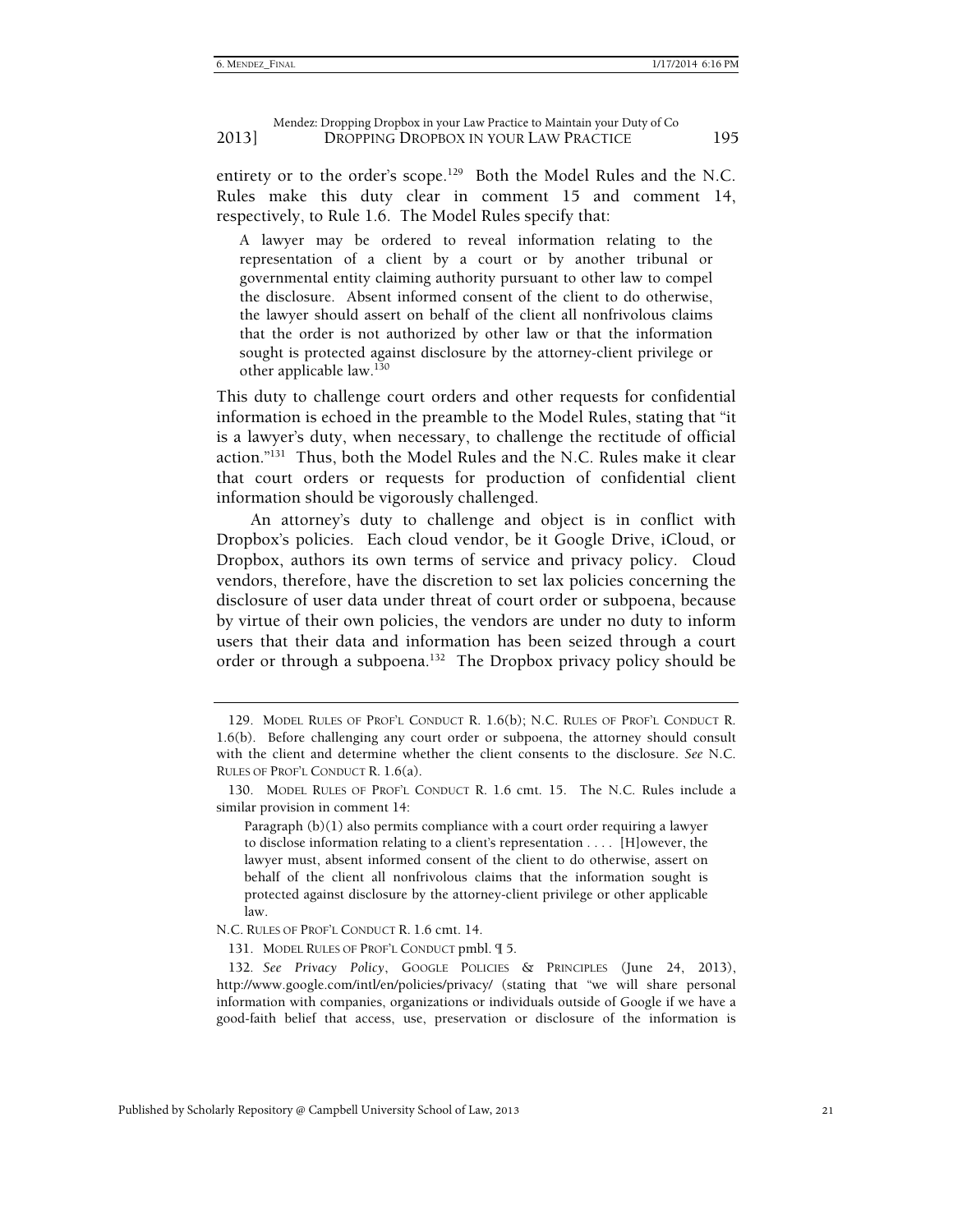entirety or to the order's scope.[129] Both the Model Rules and the N.C. Rules make this duty clear in comment 15 and comment 14, respectively, to Rule 1.6. The Model Rules specify that:

> A lawyer may be ordered to reveal information relating to the representation of a client by a court or by another tribunal or governmental entity claiming authority pursuant to other law to compel the disclosure. Absent informed consent of the client to do otherwise, the lawyer should assert on behalf of the client all nonfrivolous claims that the order is not authorized by other law or that the information sought is protected against disclosure by the attorney-client privilege or other applicable law.[130]

This duty to challenge court orders and other requests for confidential information is echoed in the preamble to the Model Rules, stating that "it is a lawyer's duty, when necessary, to challenge the rectitude of official action."[131] Thus, both the Model Rules and the N.C. Rules make it clear that court orders or requests for production of confidential client information should be vigorously challenged.

An attorney's duty to challenge and object is in conflict with Dropbox's policies. Each cloud vendor, be it Google Drive, iCloud, or Dropbox, authors its own terms of service and privacy policy. Cloud vendors, therefore, have the discretion to set lax policies concerning the disclosure of user data under threat of court order or subpoena, because by virtue of their own policies, the vendors are under no duty to inform users that their data and information has been seized through a court order or through a subpoena.[132] The Dropbox privacy policy should be

---

129. MODEL RULES OF PROF'L CONDUCT R. 1.6(b); N.C. RULES OF PROF'L CONDUCT R. 1.6(b). Before challenging any court order or subpoena, the attorney should consult with the client and determine whether the client consents to the disclosure. *See* N.C. RULES OF PROF'L CONDUCT R. 1.6(a).

130. MODEL RULES OF PROF'L CONDUCT R. 1.6 cmt. 15. The N.C. Rules include a similar provision in comment 14:

> Paragraph (b)(1) also permits compliance with a court order requiring a lawyer to disclose information relating to a client's representation . . . . [H]owever, the lawyer must, absent informed consent of the client to do otherwise, assert on behalf of the client all nonfrivolous claims that the information sought is protected against disclosure by the attorney-client privilege or other applicable law.

N.C. RULES OF PROF'L CONDUCT R. 1.6 cmt. 14.

131. MODEL RULES OF PROF'L CONDUCT pmbl. ¶ 5.

132. *See Privacy Policy*, GOOGLE POLICIES & PRINCIPLES (June 24, 2013), http://www.google.com/intl/en/policies/privacy/ (stating that "we will share personal information with companies, organizations or individuals outside of Google if we have a good-faith belief that access, use, preservation or disclosure of the information is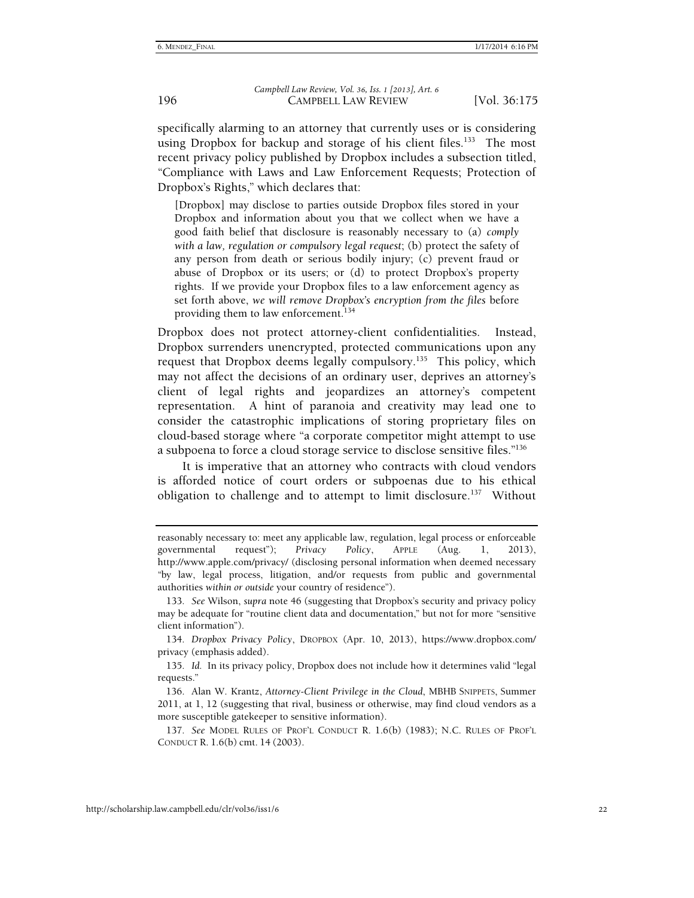specifically alarming to an attorney that currently uses or is considering using Dropbox for backup and storage of his client files.[133] The most recent privacy policy published by Dropbox includes a subsection titled, "Compliance with Laws and Law Enforcement Requests; Protection of Dropbox's Rights," which declares that:

> [Dropbox] may disclose to parties outside Dropbox files stored in your Dropbox and information about you that we collect when we have a good faith belief that disclosure is reasonably necessary to (a) *comply with a law, regulation or compulsory legal request*; (b) protect the safety of any person from death or serious bodily injury; (c) prevent fraud or abuse of Dropbox or its users; or (d) to protect Dropbox's property rights. If we provide your Dropbox files to a law enforcement agency as set forth above, *we will remove Dropbox's encryption from the files* before providing them to law enforcement.[134]

Dropbox does not protect attorney-client confidentialities. Instead, Dropbox surrenders unencrypted, protected communications upon any request that Dropbox deems legally compulsory.[135] This policy, which may not affect the decisions of an ordinary user, deprives an attorney's client of legal rights and jeopardizes an attorney's competent representation. A hint of paranoia and creativity may lead one to consider the catastrophic implications of storing proprietary files on cloud-based storage where "a corporate competitor might attempt to use a subpoena to force a cloud storage service to disclose sensitive files."[136]

It is imperative that an attorney who contracts with cloud vendors is afforded notice of court orders or subpoenas due to his ethical obligation to challenge and to attempt to limit disclosure.[137] Without

---

reasonably necessary to: meet any applicable law, regulation, legal process or enforceable governmental request"); *Privacy Policy*, APPLE (Aug. 1, 2013), http://www.apple.com/privacy/ (disclosing personal information when deemed necessary "by law, legal process, litigation, and/or requests from public and governmental authorities *within or outside* your country of residence").

133. *See* Wilson, *supra* note 46 (suggesting that Dropbox's security and privacy policy may be adequate for "routine client data and documentation," but not for more "sensitive client information").

134. *Dropbox Privacy Policy*, DROPBOX (Apr. 10, 2013), https://www.dropbox.com/privacy (emphasis added).

135. *Id.* In its privacy policy, Dropbox does not include how it determines valid "legal requests."

136. Alan W. Krantz, *Attorney-Client Privilege in the Cloud*, MBHB SNIPPETS, Summer 2011, at 1, 12 (suggesting that rival, business or otherwise, may find cloud vendors as a more susceptible gatekeeper to sensitive information).

137. *See* MODEL RULES OF PROF'L CONDUCT R. 1.6(b) (1983); N.C. RULES OF PROF'L CONDUCT R. 1.6(b) cmt. 14 (2003).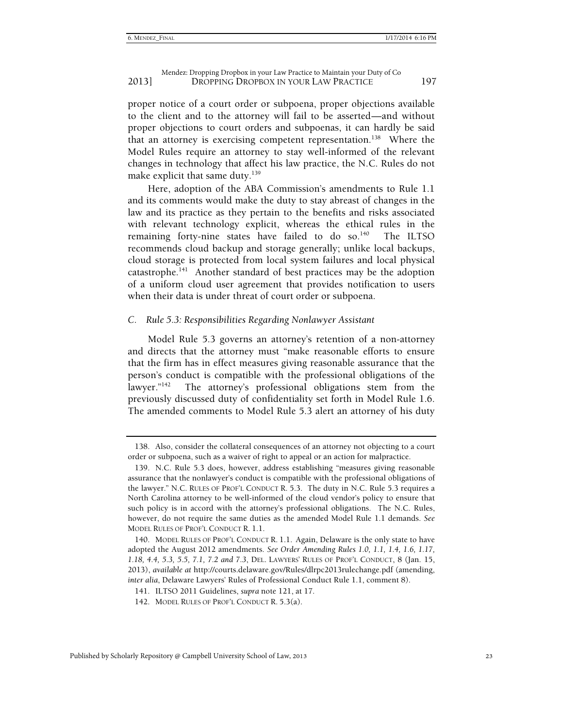proper notice of a court order or subpoena, proper objections available to the client and to the attorney will fail to be asserted—and without proper objections to court orders and subpoenas, it can hardly be said that an attorney is exercising competent representation.[138] Where the Model Rules require an attorney to stay well-informed of the relevant changes in technology that affect his law practice, the N.C. Rules do not make explicit that same duty.[139]

Here, adoption of the ABA Commission's amendments to Rule 1.1 and its comments would make the duty to stay abreast of changes in the law and its practice as they pertain to the benefits and risks associated with relevant technology explicit, whereas the ethical rules in the remaining forty-nine states have failed to do so.[140] The ILTSO recommends cloud backup and storage generally; unlike local backups, cloud storage is protected from local system failures and local physical catastrophe.[141] Another standard of best practices may be the adoption of a uniform cloud user agreement that provides notification to users when their data is under threat of court order or subpoena.

### C. *Rule 5.3: Responsibilities Regarding Nonlawyer Assistant*

Model Rule 5.3 governs an attorney's retention of a non-attorney and directs that the attorney must "make reasonable efforts to ensure that the firm has in effect measures giving reasonable assurance that the person's conduct is compatible with the professional obligations of the lawyer."[142] The attorney's professional obligations stem from the previously discussed duty of confidentiality set forth in Model Rule 1.6. The amended comments to Model Rule 5.3 alert an attorney of his duty

---

138. Also, consider the collateral consequences of an attorney not objecting to a court order or subpoena, such as a waiver of right to appeal or an action for malpractice.

139. N.C. Rule 5.3 does, however, address establishing "measures giving reasonable assurance that the nonlawyer's conduct is compatible with the professional obligations of the lawyer." N.C. RULES OF PROF'L CONDUCT R. 5.3. The duty in N.C. Rule 5.3 requires a North Carolina attorney to be well-informed of the cloud vendor's policy to ensure that such policy is in accord with the attorney's professional obligations. The N.C. Rules, however, do not require the same duties as the amended Model Rule 1.1 demands. *See* MODEL RULES OF PROF'L CONDUCT R. 1.1.

140. MODEL RULES OF PROF'L CONDUCT R. 1.1. Again, Delaware is the only state to have adopted the August 2012 amendments. *See Order Amending Rules 1.0, 1.1, 1.4, 1.6, 1.17, 1.18, 4.4, 5.3, 5.5, 7.1, 7.2 and 7.3*, DEL. LAWYERS' RULES OF PROF'L CONDUCT, 8 (Jan. 15, 2013), *available at* http://courts.delaware.gov/Rules/dlrpc2013rulechange.pdf (amending, *inter alia*, Delaware Lawyers' Rules of Professional Conduct Rule 1.1, comment 8).

141. ILTSO 2011 Guidelines, *supra* note 121, at 17.

142. MODEL RULES OF PROF'L CONDUCT R. 5.3(a).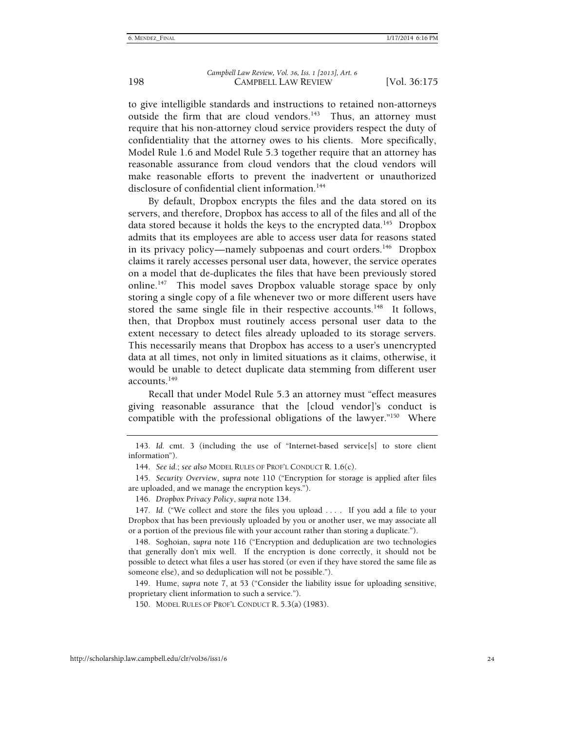to give intelligible standards and instructions to retained non-attorneys outside the firm that are cloud vendors.[143] Thus, an attorney must require that his non-attorney cloud service providers respect the duty of confidentiality that the attorney owes to his clients. More specifically, Model Rule 1.6 and Model Rule 5.3 together require that an attorney has reasonable assurance from cloud vendors that the cloud vendors will make reasonable efforts to prevent the inadvertent or unauthorized disclosure of confidential client information.[144]

By default, Dropbox encrypts the files and the data stored on its servers, and therefore, Dropbox has access to all of the files and all of the data stored because it holds the keys to the encrypted data.[145] Dropbox admits that its employees are able to access user data for reasons stated in its privacy policy—namely subpoenas and court orders.[146] Dropbox claims it rarely accesses personal user data, however, the service operates on a model that de-duplicates the files that have been previously stored online.[147] This model saves Dropbox valuable storage space by only storing a single copy of a file whenever two or more different users have stored the same single file in their respective accounts.[148] It follows, then, that Dropbox must routinely access personal user data to the extent necessary to detect files already uploaded to its storage servers. This necessarily means that Dropbox has access to a user's unencrypted data at all times, not only in limited situations as it claims, otherwise, it would be unable to detect duplicate data stemming from different user accounts.[149]

Recall that under Model Rule 5.3 an attorney must "effect measures giving reasonable assurance that the [cloud vendor]'s conduct is compatible with the professional obligations of the lawyer."[150] Where

---

143. *Id.* cmt. 3 (including the use of "Internet-based service[s] to store client information").

144. *See id.*; *see also* MODEL RULES OF PROF'L CONDUCT R. 1.6(c).

145. *Security Overview*, *supra* note 110 ("Encryption for storage is applied after files are uploaded, and we manage the encryption keys.").

146. *Dropbox Privacy Policy*, *supra* note 134.

147. *Id.* ("We collect and store the files you upload . . . . If you add a file to your Dropbox that has been previously uploaded by you or another user, we may associate all or a portion of the previous file with your account rather than storing a duplicate.").

148. Soghoian, *supra* note 116 ("Encryption and deduplication are two technologies that generally don't mix well. If the encryption is done correctly, it should not be possible to detect what files a user has stored (or even if they have stored the same file as someone else), and so deduplication will not be possible.").

149. Hume, *supra* note 7, at 53 ("Consider the liability issue for uploading sensitive, proprietary client information to such a service.").

150. MODEL RULES OF PROF'L CONDUCT R. 5.3(a) (1983).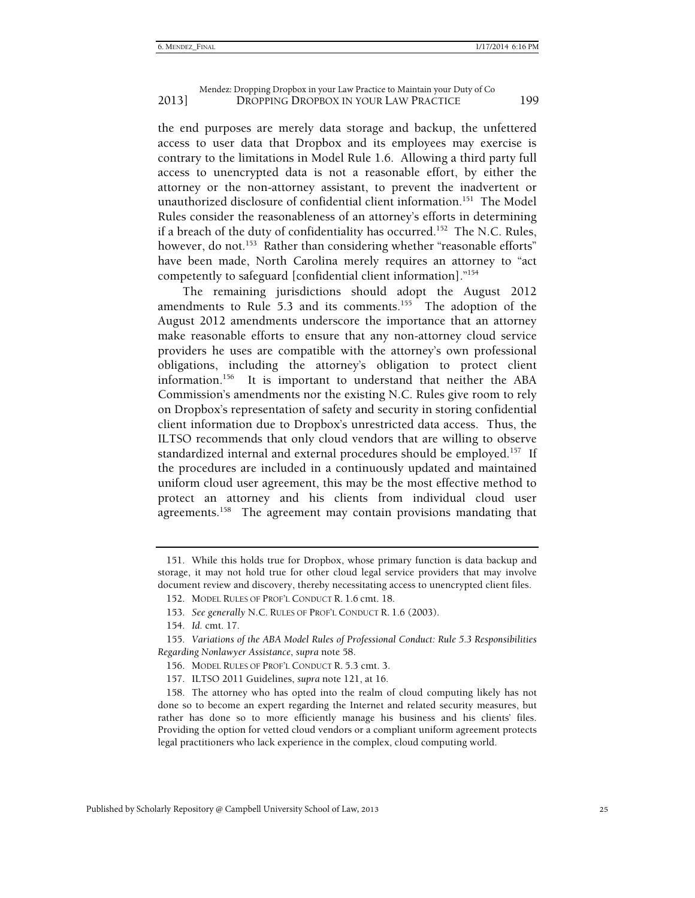the end purposes are merely data storage and backup, the unfettered access to user data that Dropbox and its employees may exercise is contrary to the limitations in Model Rule 1.6. Allowing a third party full access to unencrypted data is not a reasonable effort, by either the attorney or the non-attorney assistant, to prevent the inadvertent or unauthorized disclosure of confidential client information.[151] The Model Rules consider the reasonableness of an attorney's efforts in determining if a breach of the duty of confidentiality has occurred.[152] The N.C. Rules, however, do not.[153] Rather than considering whether "reasonable efforts" have been made, North Carolina merely requires an attorney to "act competently to safeguard [confidential client information]."[154]

The remaining jurisdictions should adopt the August 2012 amendments to Rule 5.3 and its comments.[155] The adoption of the August 2012 amendments underscore the importance that an attorney make reasonable efforts to ensure that any non-attorney cloud service providers he uses are compatible with the attorney's own professional obligations, including the attorney's obligation to protect client information.[156] It is important to understand that neither the ABA Commission's amendments nor the existing N.C. Rules give room to rely on Dropbox's representation of safety and security in storing confidential client information due to Dropbox's unrestricted data access. Thus, the ILTSO recommends that only cloud vendors that are willing to observe standardized internal and external procedures should be employed.[157] If the procedures are included in a continuously updated and maintained uniform cloud user agreement, this may be the most effective method to protect an attorney and his clients from individual cloud user agreements.[158] The agreement may contain provisions mandating that

---

151. While this holds true for Dropbox, whose primary function is data backup and storage, it may not hold true for other cloud legal service providers that may involve document review and discovery, thereby necessitating access to unencrypted client files.

152. MODEL RULES OF PROF'L CONDUCT R. 1.6 cmt. 18.

153. *See generally* N.C. RULES OF PROF'L CONDUCT R. 1.6 (2003).

154. *Id.* cmt. 17.

155. *Variations of the ABA Model Rules of Professional Conduct: Rule 5.3 Responsibilities Regarding Nonlawyer Assistance*, *supra* note 58.

156. MODEL RULES OF PROF'L CONDUCT R. 5.3 cmt. 3.

157. ILTSO 2011 Guidelines, *supra* note 121, at 16.

158. The attorney who has opted into the realm of cloud computing likely has not done so to become an expert regarding the Internet and related security measures, but rather has done so to more efficiently manage his business and his clients' files. Providing the option for vetted cloud vendors or a compliant uniform agreement protects legal practitioners who lack experience in the complex, cloud computing world.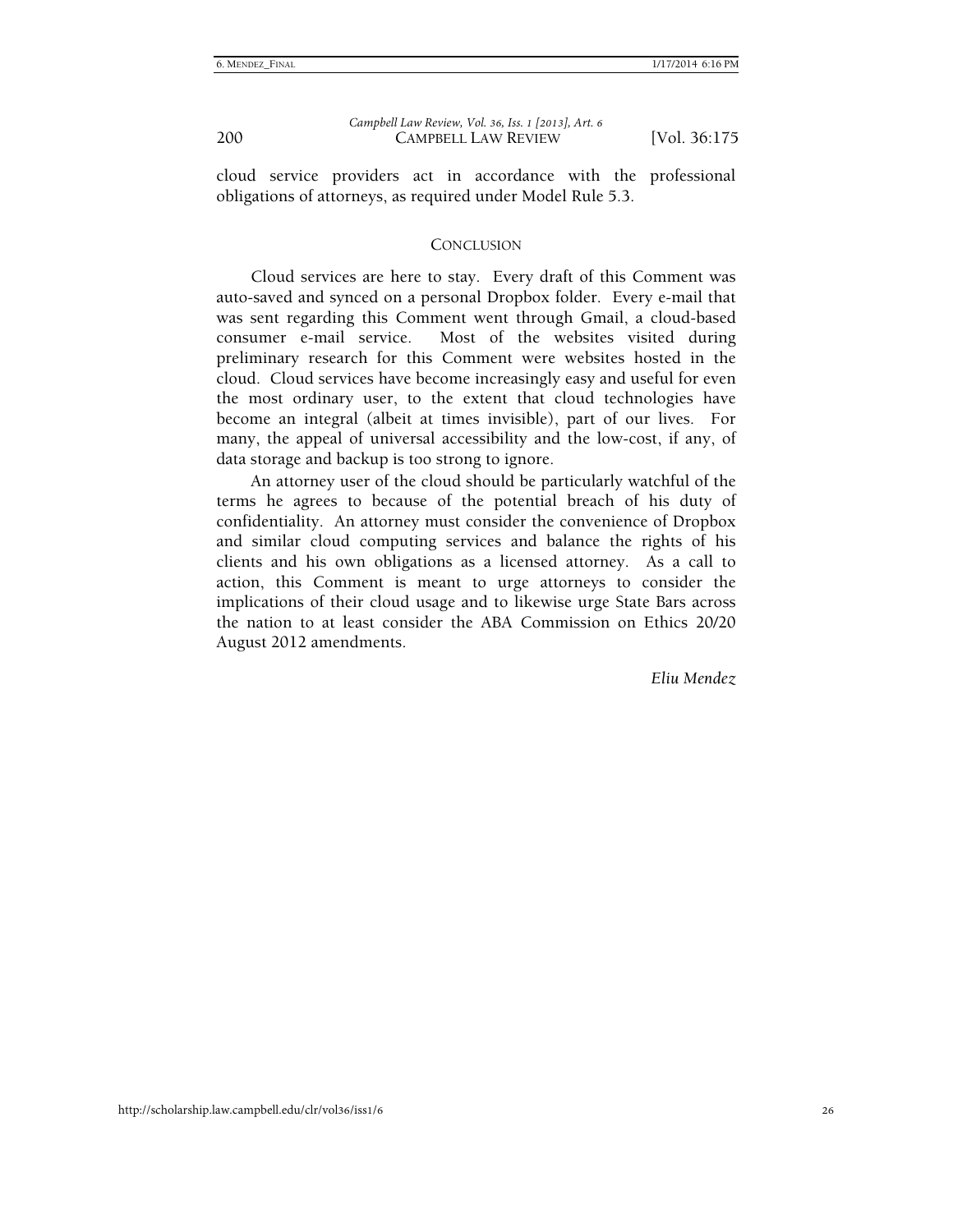cloud service providers act in accordance with the professional obligations of attorneys, as required under Model Rule 5.3.

## CONCLUSION

Cloud services are here to stay. Every draft of this Comment was auto-saved and synced on a personal Dropbox folder. Every e-mail that was sent regarding this Comment went through Gmail, a cloud-based consumer e-mail service. Most of the websites visited during preliminary research for this Comment were websites hosted in the cloud. Cloud services have become increasingly easy and useful for even the most ordinary user, to the extent that cloud technologies have become an integral (albeit at times invisible), part of our lives. For many, the appeal of universal accessibility and the low-cost, if any, of data storage and backup is too strong to ignore.

An attorney user of the cloud should be particularly watchful of the terms he agrees to because of the potential breach of his duty of confidentiality. An attorney must consider the convenience of Dropbox and similar cloud computing services and balance the rights of his clients and his own obligations as a licensed attorney. As a call to action, this Comment is meant to urge attorneys to consider the implications of their cloud usage and to likewise urge State Bars across the nation to at least consider the ABA Commission on Ethics 20/20 August 2012 amendments.

*Eliu Mendez*